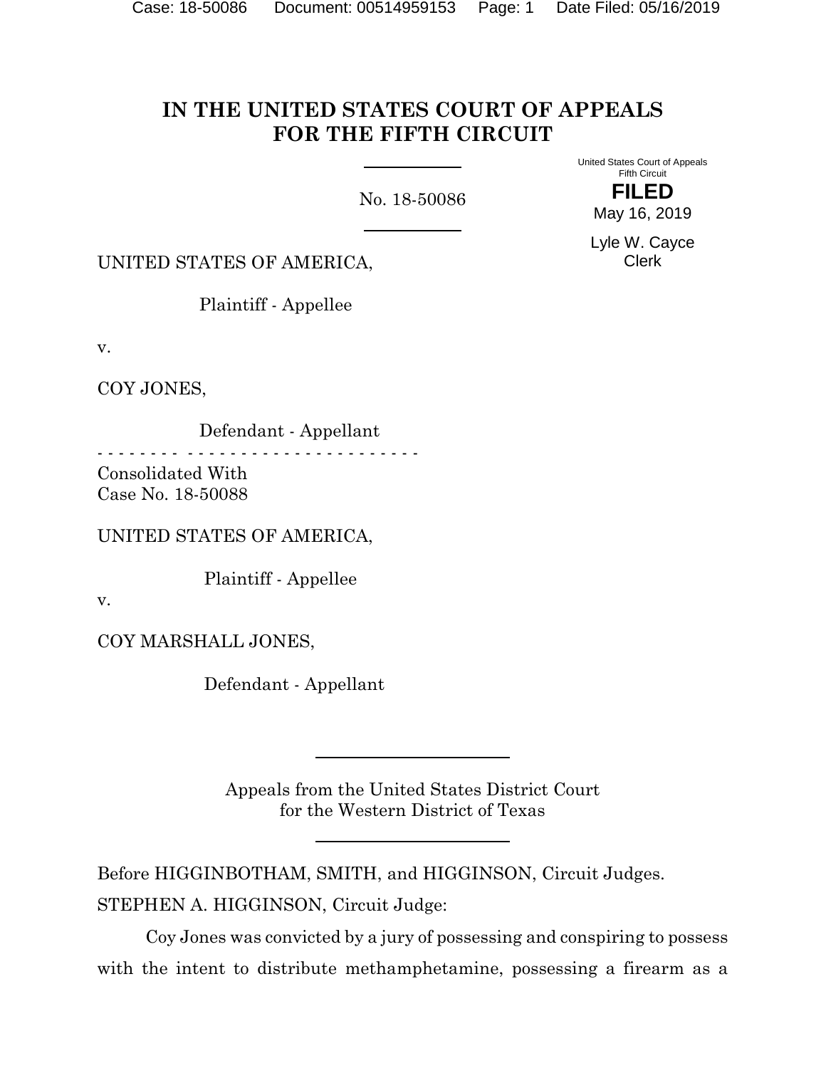# IN THE UNITED STATES COURT OF APPEALS FOR THE FIFTH CIRCUIT

No. 18-50086

United States Court of Appeals
Fifth Circuit

**FILED**

May 16, 2019

Lyle W. Cayce
Clerk

UNITED STATES OF AMERICA,

Plaintiff - Appellee

v.

COY JONES,

Defendant - Appellant

- - - - - - - - - - - - - - - - - - - - - - - - - - - - -

Consolidated With
Case No. 18-50088

UNITED STATES OF AMERICA,

Plaintiff - Appellee

v.

COY MARSHALL JONES,

Defendant - Appellant

---

Appeals from the United States District Court
for the Western District of Texas

---

Before HIGGINBOTHAM, SMITH, and HIGGINSON, Circuit Judges.

STEPHEN A. HIGGINSON, Circuit Judge:

Coy Jones was convicted by a jury of possessing and conspiring to possess with the intent to distribute methamphetamine, possessing a firearm as a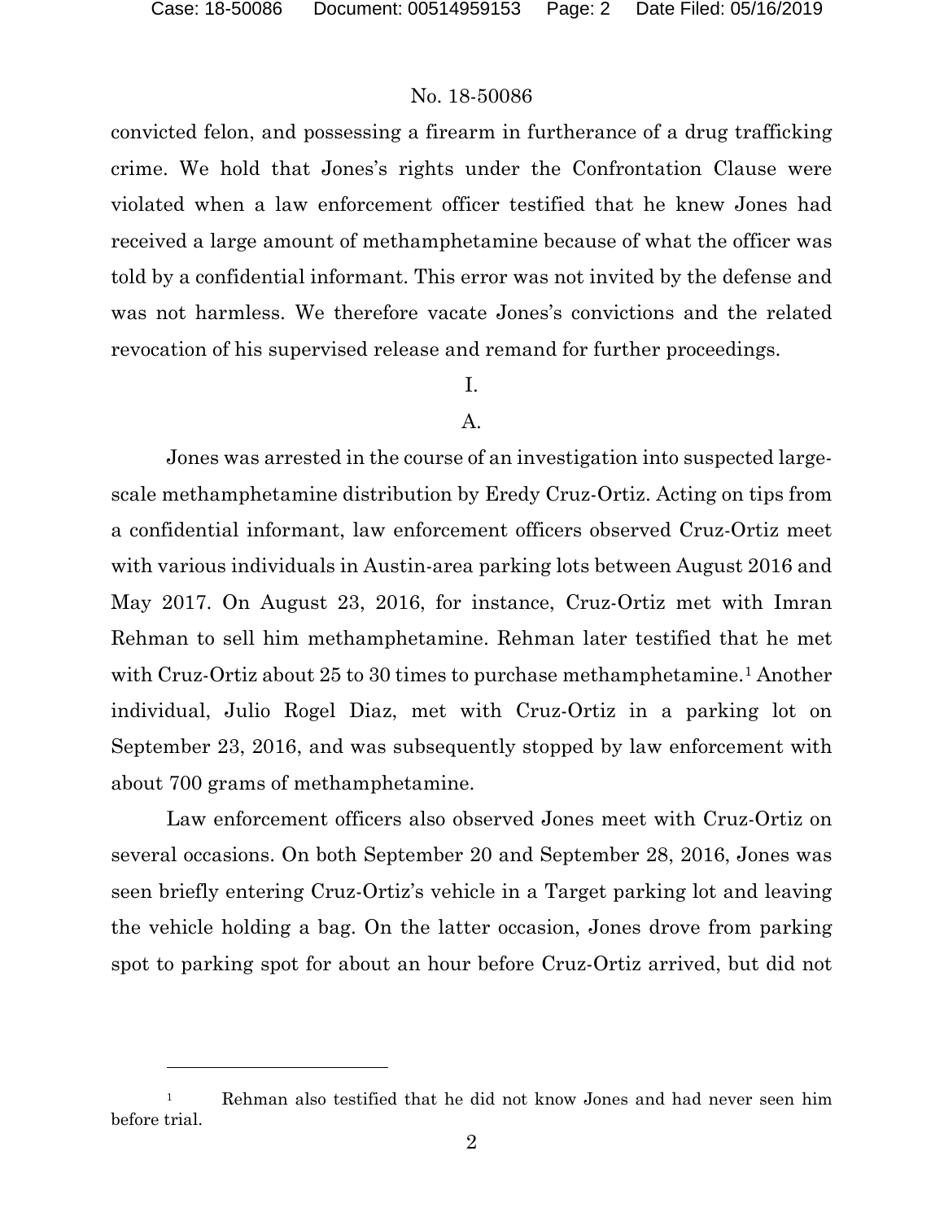convicted felon, and possessing a firearm in furtherance of a drug trafficking crime. We hold that Jones's rights under the Confrontation Clause were violated when a law enforcement officer testified that he knew Jones had received a large amount of methamphetamine because of what the officer was told by a confidential informant. This error was not invited by the defense and was not harmless. We therefore vacate Jones's convictions and the related revocation of his supervised release and remand for further proceedings.

I.

A.

Jones was arrested in the course of an investigation into suspected large-scale methamphetamine distribution by Eredy Cruz-Ortiz. Acting on tips from a confidential informant, law enforcement officers observed Cruz-Ortiz meet with various individuals in Austin-area parking lots between August 2016 and May 2017. On August 23, 2016, for instance, Cruz-Ortiz met with Imran Rehman to sell him methamphetamine. Rehman later testified that he met with Cruz-Ortiz about 25 to 30 times to purchase methamphetamine.[1] Another individual, Julio Rogel Diaz, met with Cruz-Ortiz in a parking lot on September 23, 2016, and was subsequently stopped by law enforcement with about 700 grams of methamphetamine.

Law enforcement officers also observed Jones meet with Cruz-Ortiz on several occasions. On both September 20 and September 28, 2016, Jones was seen briefly entering Cruz-Ortiz's vehicle in a Target parking lot and leaving the vehicle holding a bag. On the latter occasion, Jones drove from parking spot to parking spot for about an hour before Cruz-Ortiz arrived, but did not

[1] Rehman also testified that he did not know Jones and had never seen him before trial.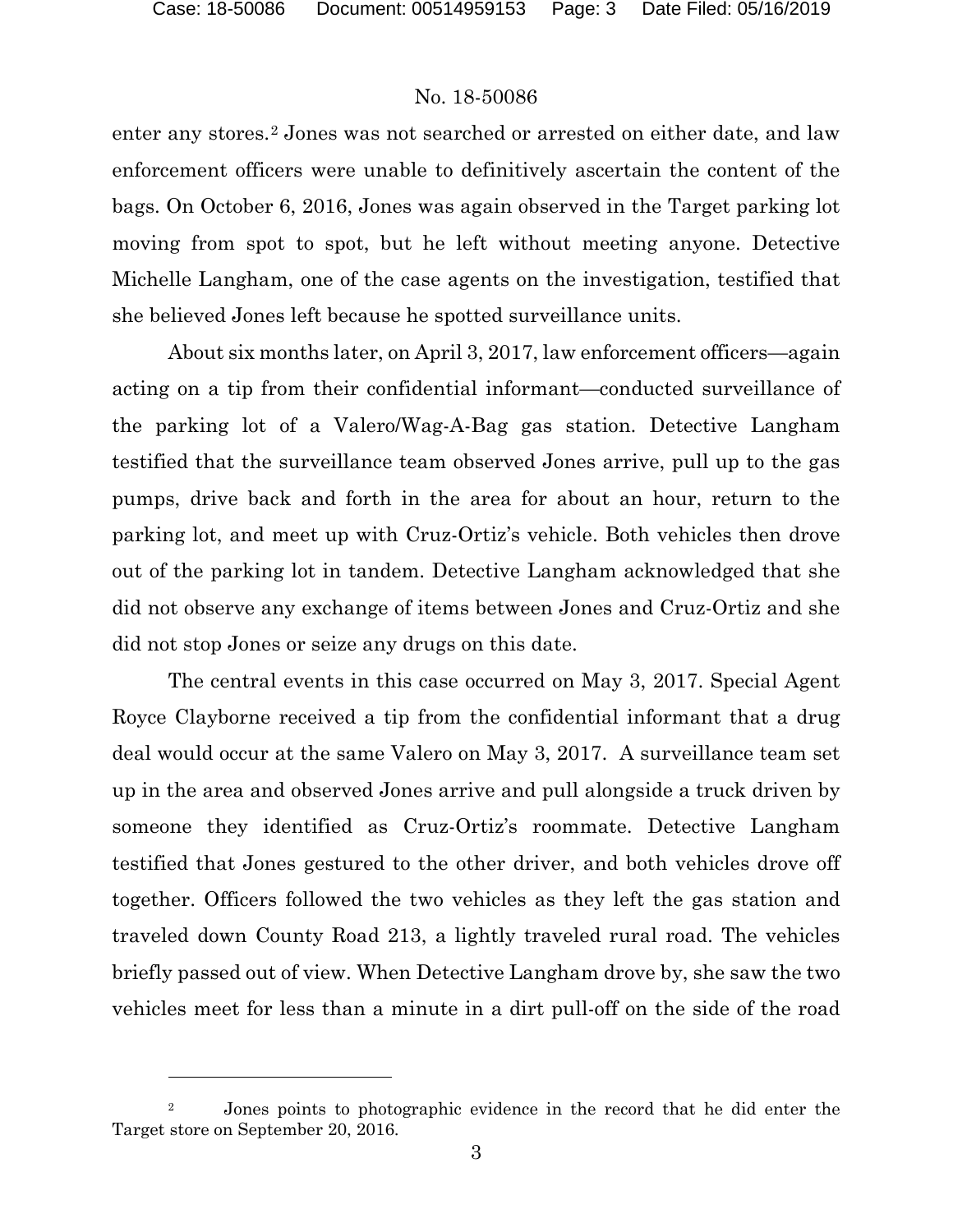enter any stores.[2] Jones was not searched or arrested on either date, and law enforcement officers were unable to definitively ascertain the content of the bags. On October 6, 2016, Jones was again observed in the Target parking lot moving from spot to spot, but he left without meeting anyone. Detective Michelle Langham, one of the case agents on the investigation, testified that she believed Jones left because he spotted surveillance units.

About six months later, on April 3, 2017, law enforcement officers—again acting on a tip from their confidential informant—conducted surveillance of the parking lot of a Valero/Wag-A-Bag gas station. Detective Langham testified that the surveillance team observed Jones arrive, pull up to the gas pumps, drive back and forth in the area for about an hour, return to the parking lot, and meet up with Cruz-Ortiz's vehicle. Both vehicles then drove out of the parking lot in tandem. Detective Langham acknowledged that she did not observe any exchange of items between Jones and Cruz-Ortiz and she did not stop Jones or seize any drugs on this date.

The central events in this case occurred on May 3, 2017. Special Agent Royce Clayborne received a tip from the confidential informant that a drug deal would occur at the same Valero on May 3, 2017. A surveillance team set up in the area and observed Jones arrive and pull alongside a truck driven by someone they identified as Cruz-Ortiz's roommate. Detective Langham testified that Jones gestured to the other driver, and both vehicles drove off together. Officers followed the two vehicles as they left the gas station and traveled down County Road 213, a lightly traveled rural road. The vehicles briefly passed out of view. When Detective Langham drove by, she saw the two vehicles meet for less than a minute in a dirt pull-off on the side of the road

---

[2] Jones points to photographic evidence in the record that he did enter the Target store on September 20, 2016.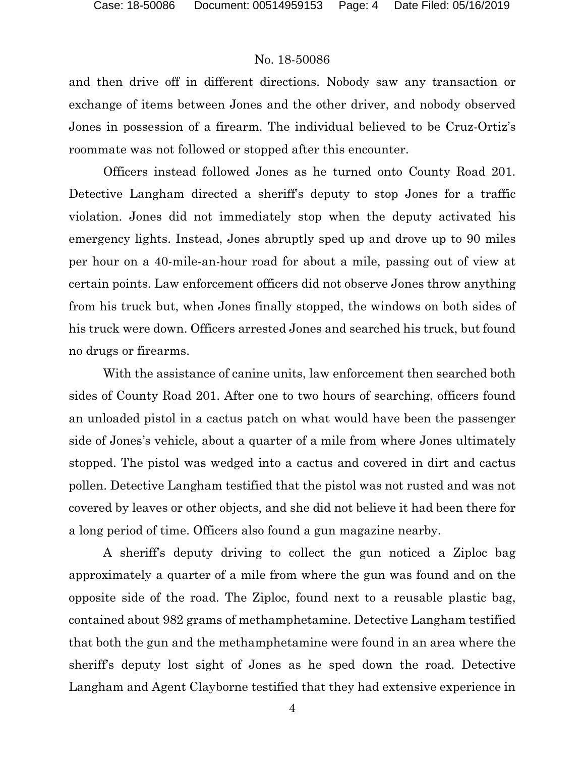and then drive off in different directions. Nobody saw any transaction or exchange of items between Jones and the other driver, and nobody observed Jones in possession of a firearm. The individual believed to be Cruz-Ortiz's roommate was not followed or stopped after this encounter.

Officers instead followed Jones as he turned onto County Road 201. Detective Langham directed a sheriff's deputy to stop Jones for a traffic violation. Jones did not immediately stop when the deputy activated his emergency lights. Instead, Jones abruptly sped up and drove up to 90 miles per hour on a 40-mile-an-hour road for about a mile, passing out of view at certain points. Law enforcement officers did not observe Jones throw anything from his truck but, when Jones finally stopped, the windows on both sides of his truck were down. Officers arrested Jones and searched his truck, but found no drugs or firearms.

With the assistance of canine units, law enforcement then searched both sides of County Road 201. After one to two hours of searching, officers found an unloaded pistol in a cactus patch on what would have been the passenger side of Jones's vehicle, about a quarter of a mile from where Jones ultimately stopped. The pistol was wedged into a cactus and covered in dirt and cactus pollen. Detective Langham testified that the pistol was not rusted and was not covered by leaves or other objects, and she did not believe it had been there for a long period of time. Officers also found a gun magazine nearby.

A sheriff's deputy driving to collect the gun noticed a Ziploc bag approximately a quarter of a mile from where the gun was found and on the opposite side of the road. The Ziploc, found next to a reusable plastic bag, contained about 982 grams of methamphetamine. Detective Langham testified that both the gun and the methamphetamine were found in an area where the sheriff's deputy lost sight of Jones as he sped down the road. Detective Langham and Agent Clayborne testified that they had extensive experience in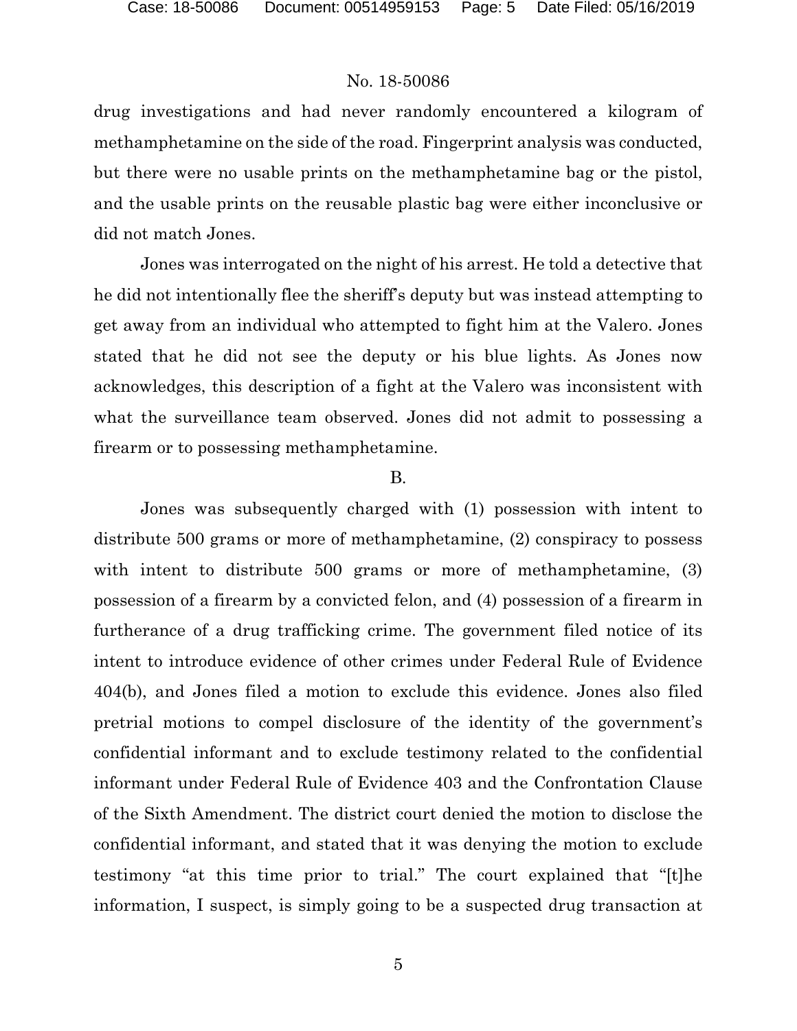drug investigations and had never randomly encountered a kilogram of methamphetamine on the side of the road. Fingerprint analysis was conducted, but there were no usable prints on the methamphetamine bag or the pistol, and the usable prints on the reusable plastic bag were either inconclusive or did not match Jones.

Jones was interrogated on the night of his arrest. He told a detective that he did not intentionally flee the sheriff's deputy but was instead attempting to get away from an individual who attempted to fight him at the Valero. Jones stated that he did not see the deputy or his blue lights. As Jones now acknowledges, this description of a fight at the Valero was inconsistent with what the surveillance team observed. Jones did not admit to possessing a firearm or to possessing methamphetamine.

B.

Jones was subsequently charged with (1) possession with intent to distribute 500 grams or more of methamphetamine, (2) conspiracy to possess with intent to distribute 500 grams or more of methamphetamine, (3) possession of a firearm by a convicted felon, and (4) possession of a firearm in furtherance of a drug trafficking crime. The government filed notice of its intent to introduce evidence of other crimes under Federal Rule of Evidence 404(b), and Jones filed a motion to exclude this evidence. Jones also filed pretrial motions to compel disclosure of the identity of the government's confidential informant and to exclude testimony related to the confidential informant under Federal Rule of Evidence 403 and the Confrontation Clause of the Sixth Amendment. The district court denied the motion to disclose the confidential informant, and stated that it was denying the motion to exclude testimony "at this time prior to trial." The court explained that "[t]he information, I suspect, is simply going to be a suspected drug transaction at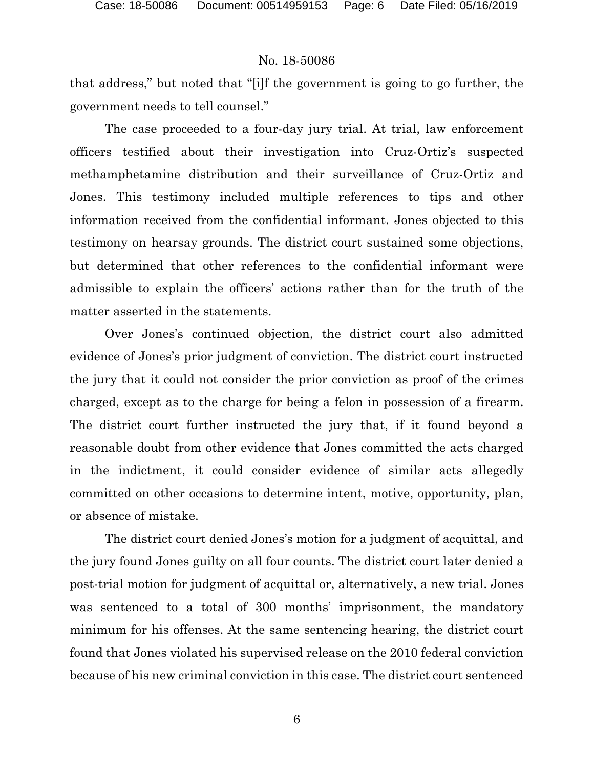that address," but noted that "[i]f the government is going to go further, the government needs to tell counsel."

The case proceeded to a four-day jury trial. At trial, law enforcement officers testified about their investigation into Cruz-Ortiz's suspected methamphetamine distribution and their surveillance of Cruz-Ortiz and Jones. This testimony included multiple references to tips and other information received from the confidential informant. Jones objected to this testimony on hearsay grounds. The district court sustained some objections, but determined that other references to the confidential informant were admissible to explain the officers' actions rather than for the truth of the matter asserted in the statements.

Over Jones's continued objection, the district court also admitted evidence of Jones's prior judgment of conviction. The district court instructed the jury that it could not consider the prior conviction as proof of the crimes charged, except as to the charge for being a felon in possession of a firearm. The district court further instructed the jury that, if it found beyond a reasonable doubt from other evidence that Jones committed the acts charged in the indictment, it could consider evidence of similar acts allegedly committed on other occasions to determine intent, motive, opportunity, plan, or absence of mistake.

The district court denied Jones's motion for a judgment of acquittal, and the jury found Jones guilty on all four counts. The district court later denied a post-trial motion for judgment of acquittal or, alternatively, a new trial. Jones was sentenced to a total of 300 months' imprisonment, the mandatory minimum for his offenses. At the same sentencing hearing, the district court found that Jones violated his supervised release on the 2010 federal conviction because of his new criminal conviction in this case. The district court sentenced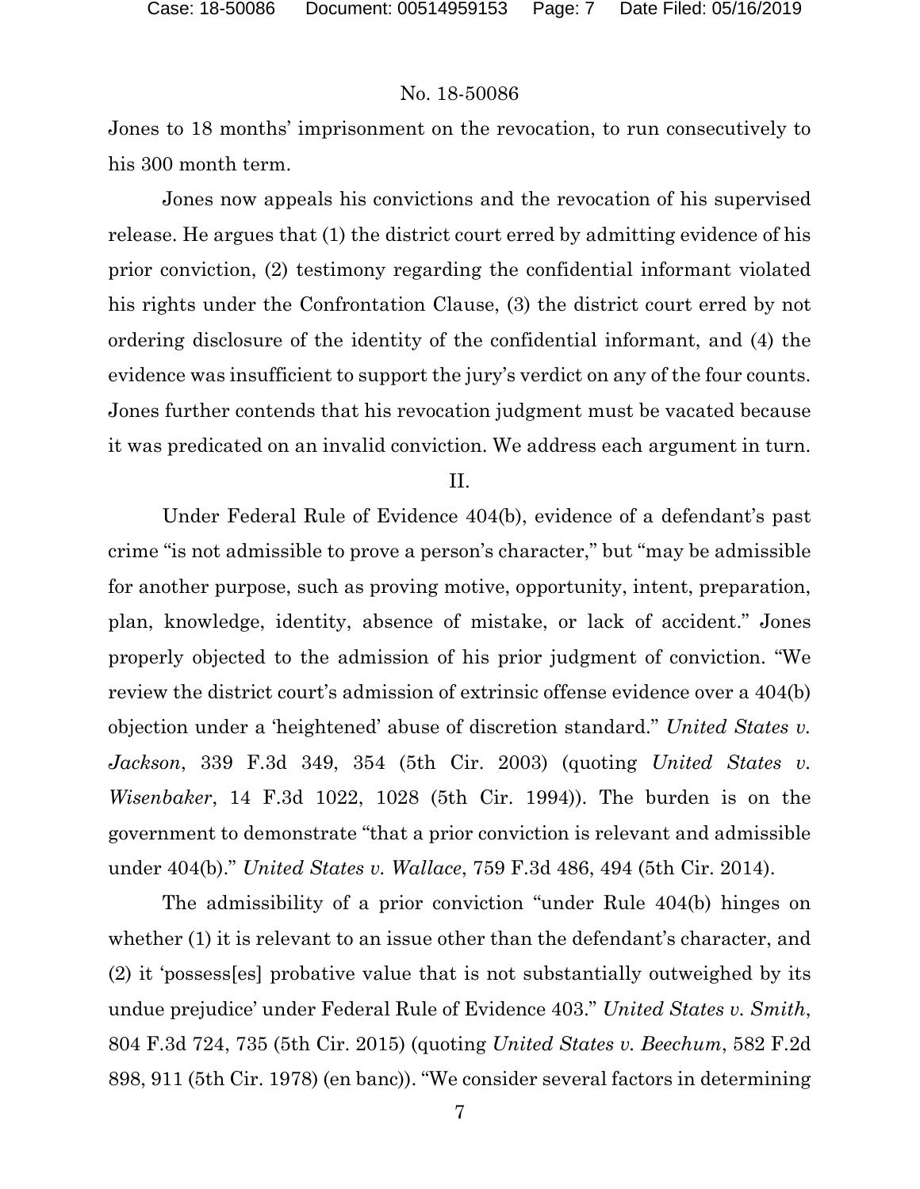Jones to 18 months' imprisonment on the revocation, to run consecutively to his 300 month term.

Jones now appeals his convictions and the revocation of his supervised release. He argues that (1) the district court erred by admitting evidence of his prior conviction, (2) testimony regarding the confidential informant violated his rights under the Confrontation Clause, (3) the district court erred by not ordering disclosure of the identity of the confidential informant, and (4) the evidence was insufficient to support the jury's verdict on any of the four counts. Jones further contends that his revocation judgment must be vacated because it was predicated on an invalid conviction. We address each argument in turn.

## II.

Under Federal Rule of Evidence 404(b), evidence of a defendant's past crime "is not admissible to prove a person's character," but "may be admissible for another purpose, such as proving motive, opportunity, intent, preparation, plan, knowledge, identity, absence of mistake, or lack of accident." Jones properly objected to the admission of his prior judgment of conviction. "We review the district court's admission of extrinsic offense evidence over a 404(b) objection under a 'heightened' abuse of discretion standard." *United States v. Jackson*, 339 F.3d 349, 354 (5th Cir. 2003) (quoting *United States v. Wisenbaker*, 14 F.3d 1022, 1028 (5th Cir. 1994)). The burden is on the government to demonstrate "that a prior conviction is relevant and admissible under 404(b)." *United States v. Wallace*, 759 F.3d 486, 494 (5th Cir. 2014).

The admissibility of a prior conviction "under Rule 404(b) hinges on whether (1) it is relevant to an issue other than the defendant's character, and (2) it 'possess[es] probative value that is not substantially outweighed by its undue prejudice' under Federal Rule of Evidence 403." *United States v. Smith*, 804 F.3d 724, 735 (5th Cir. 2015) (quoting *United States v. Beechum*, 582 F.2d 898, 911 (5th Cir. 1978) (en banc)). "We consider several factors in determining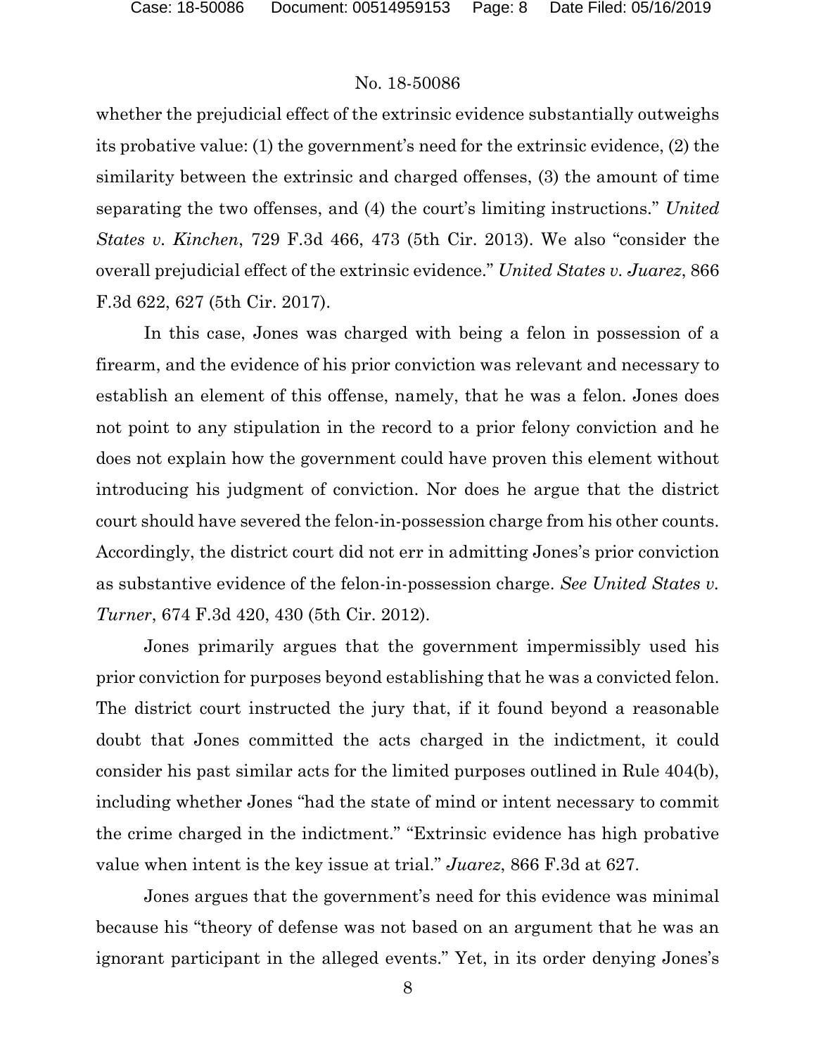whether the prejudicial effect of the extrinsic evidence substantially outweighs its probative value: (1) the government's need for the extrinsic evidence, (2) the similarity between the extrinsic and charged offenses, (3) the amount of time separating the two offenses, and (4) the court's limiting instructions." *United States v. Kinchen*, 729 F.3d 466, 473 (5th Cir. 2013). We also "consider the overall prejudicial effect of the extrinsic evidence." *United States v. Juarez*, 866 F.3d 622, 627 (5th Cir. 2017).

In this case, Jones was charged with being a felon in possession of a firearm, and the evidence of his prior conviction was relevant and necessary to establish an element of this offense, namely, that he was a felon. Jones does not point to any stipulation in the record to a prior felony conviction and he does not explain how the government could have proven this element without introducing his judgment of conviction. Nor does he argue that the district court should have severed the felon-in-possession charge from his other counts. Accordingly, the district court did not err in admitting Jones's prior conviction as substantive evidence of the felon-in-possession charge. *See United States v. Turner*, 674 F.3d 420, 430 (5th Cir. 2012).

Jones primarily argues that the government impermissibly used his prior conviction for purposes beyond establishing that he was a convicted felon. The district court instructed the jury that, if it found beyond a reasonable doubt that Jones committed the acts charged in the indictment, it could consider his past similar acts for the limited purposes outlined in Rule 404(b), including whether Jones "had the state of mind or intent necessary to commit the crime charged in the indictment." "Extrinsic evidence has high probative value when intent is the key issue at trial." *Juarez*, 866 F.3d at 627.

Jones argues that the government's need for this evidence was minimal because his "theory of defense was not based on an argument that he was an ignorant participant in the alleged events." Yet, in its order denying Jones's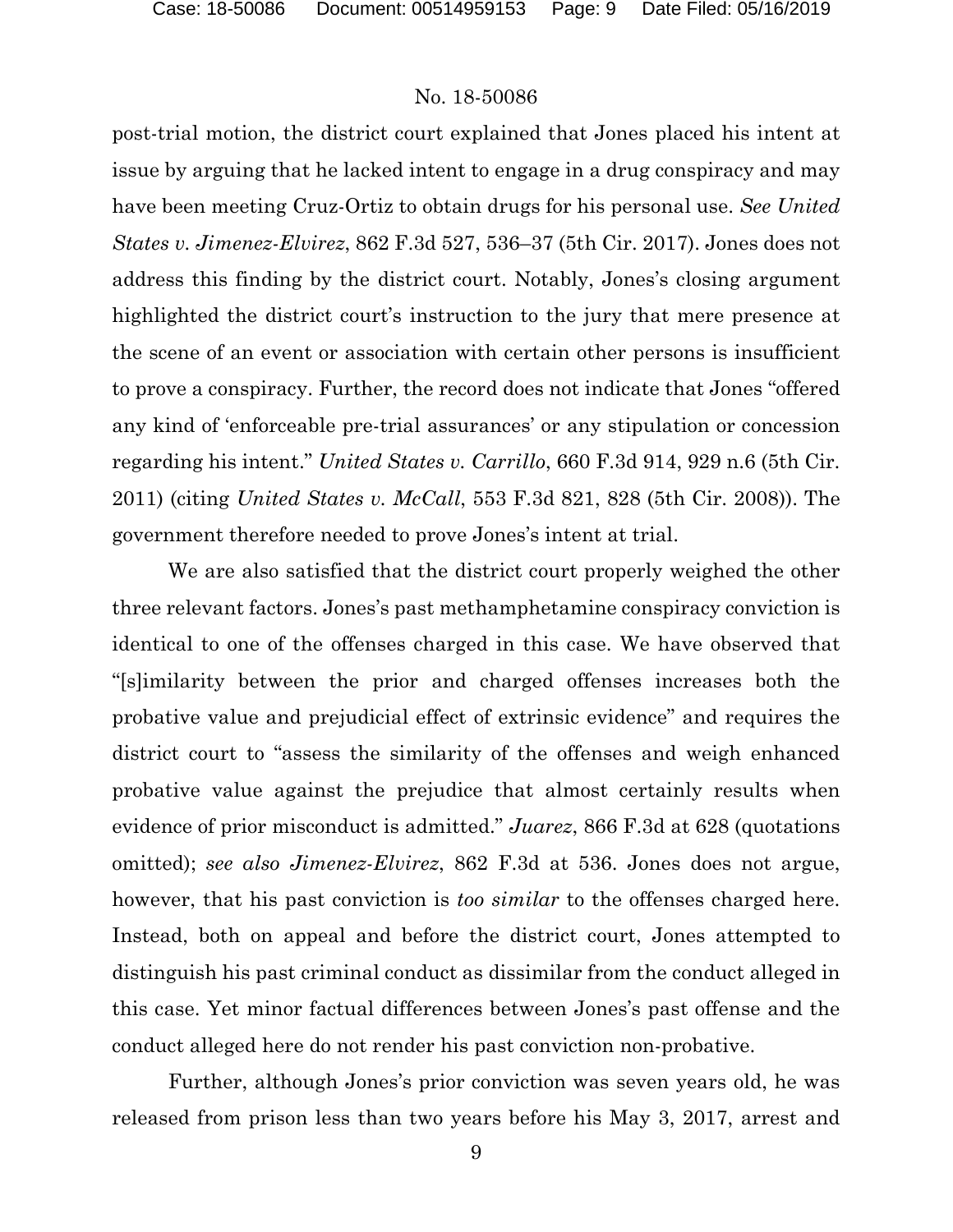post-trial motion, the district court explained that Jones placed his intent at issue by arguing that he lacked intent to engage in a drug conspiracy and may have been meeting Cruz-Ortiz to obtain drugs for his personal use. *See United States v. Jimenez-Elvirez*, 862 F.3d 527, 536–37 (5th Cir. 2017). Jones does not address this finding by the district court. Notably, Jones's closing argument highlighted the district court's instruction to the jury that mere presence at the scene of an event or association with certain other persons is insufficient to prove a conspiracy. Further, the record does not indicate that Jones "offered any kind of 'enforceable pre-trial assurances' or any stipulation or concession regarding his intent." *United States v. Carrillo*, 660 F.3d 914, 929 n.6 (5th Cir. 2011) (citing *United States v. McCall*, 553 F.3d 821, 828 (5th Cir. 2008)). The government therefore needed to prove Jones's intent at trial.

We are also satisfied that the district court properly weighed the other three relevant factors. Jones's past methamphetamine conspiracy conviction is identical to one of the offenses charged in this case. We have observed that "[s]imilarity between the prior and charged offenses increases both the probative value and prejudicial effect of extrinsic evidence" and requires the district court to "assess the similarity of the offenses and weigh enhanced probative value against the prejudice that almost certainly results when evidence of prior misconduct is admitted." *Juarez*, 866 F.3d at 628 (quotations omitted); *see also Jimenez-Elvirez*, 862 F.3d at 536. Jones does not argue, however, that his past conviction is *too similar* to the offenses charged here. Instead, both on appeal and before the district court, Jones attempted to distinguish his past criminal conduct as dissimilar from the conduct alleged in this case. Yet minor factual differences between Jones's past offense and the conduct alleged here do not render his past conviction non-probative.

Further, although Jones's prior conviction was seven years old, he was released from prison less than two years before his May 3, 2017, arrest and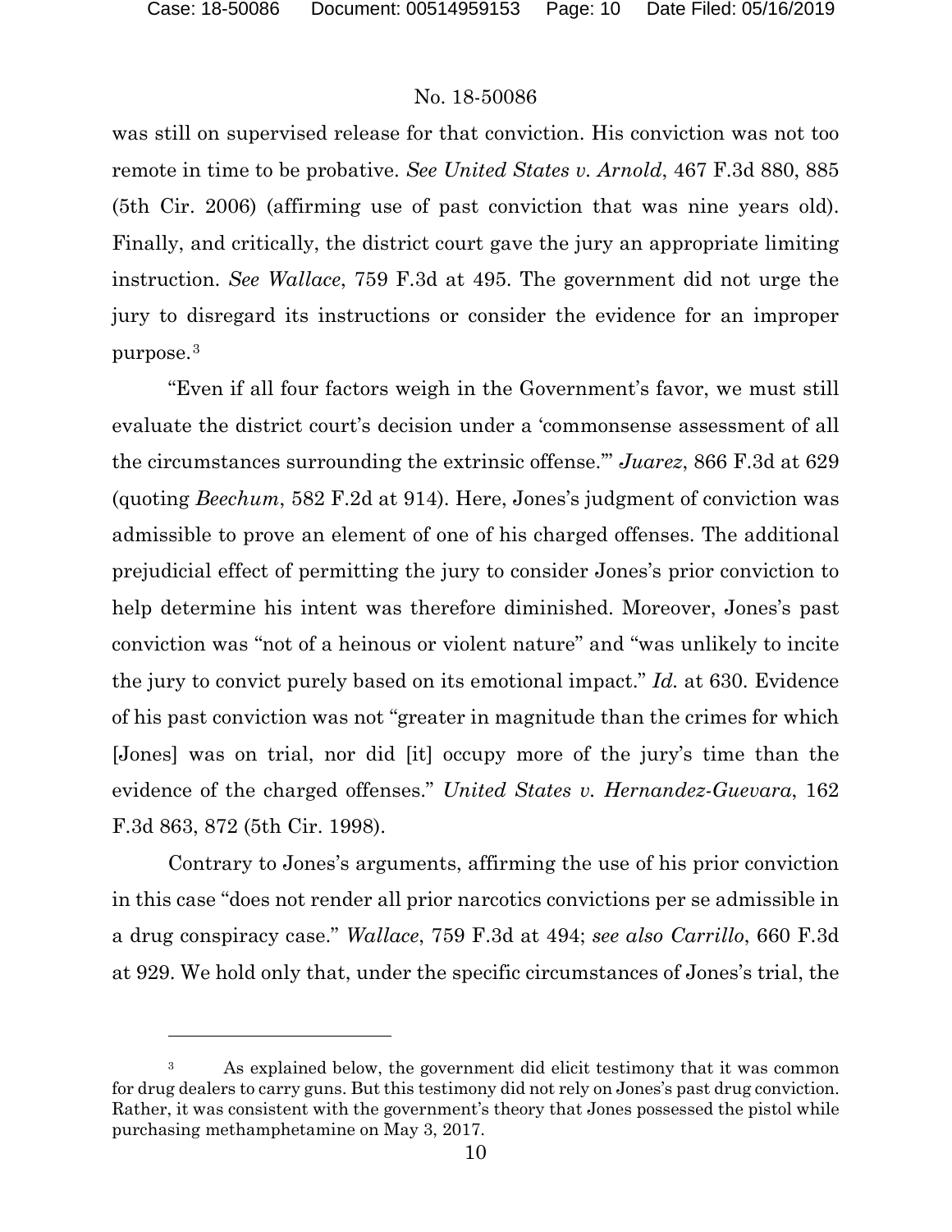was still on supervised release for that conviction. His conviction was not too remote in time to be probative. *See United States v. Arnold*, 467 F.3d 880, 885 (5th Cir. 2006) (affirming use of past conviction that was nine years old). Finally, and critically, the district court gave the jury an appropriate limiting instruction. *See Wallace*, 759 F.3d at 495. The government did not urge the jury to disregard its instructions or consider the evidence for an improper purpose.[3]

"Even if all four factors weigh in the Government's favor, we must still evaluate the district court's decision under a 'commonsense assessment of all the circumstances surrounding the extrinsic offense.'" *Juarez*, 866 F.3d at 629 (quoting *Beechum*, 582 F.2d at 914). Here, Jones's judgment of conviction was admissible to prove an element of one of his charged offenses. The additional prejudicial effect of permitting the jury to consider Jones's prior conviction to help determine his intent was therefore diminished. Moreover, Jones's past conviction was "not of a heinous or violent nature" and "was unlikely to incite the jury to convict purely based on its emotional impact." *Id.* at 630. Evidence of his past conviction was not "greater in magnitude than the crimes for which [Jones] was on trial, nor did [it] occupy more of the jury's time than the evidence of the charged offenses." *United States v. Hernandez-Guevara*, 162 F.3d 863, 872 (5th Cir. 1998).

Contrary to Jones's arguments, affirming the use of his prior conviction in this case "does not render all prior narcotics convictions per se admissible in a drug conspiracy case." *Wallace*, 759 F.3d at 494; *see also Carrillo*, 660 F.3d at 929. We hold only that, under the specific circumstances of Jones's trial, the

---

[3] As explained below, the government did elicit testimony that it was common for drug dealers to carry guns. But this testimony did not rely on Jones's past drug conviction. Rather, it was consistent with the government's theory that Jones possessed the pistol while purchasing methamphetamine on May 3, 2017.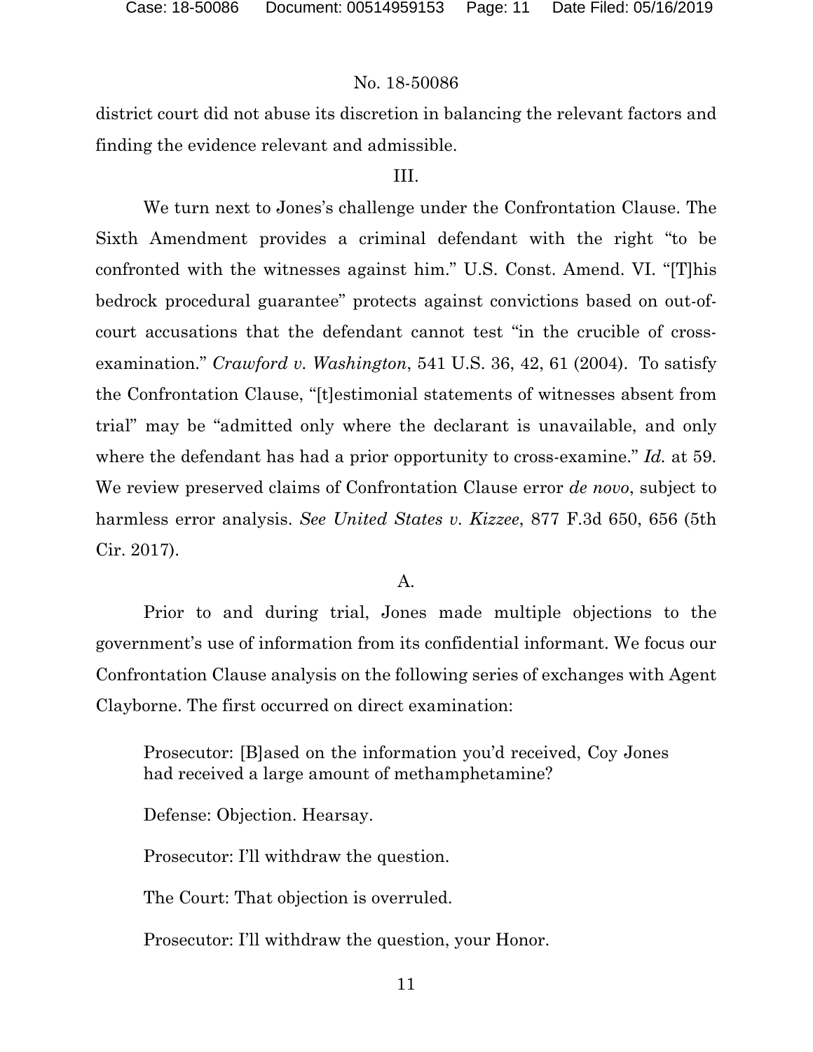district court did not abuse its discretion in balancing the relevant factors and finding the evidence relevant and admissible.

III.

We turn next to Jones's challenge under the Confrontation Clause. The Sixth Amendment provides a criminal defendant with the right "to be confronted with the witnesses against him." U.S. Const. Amend. VI. "[T]his bedrock procedural guarantee" protects against convictions based on out-of-court accusations that the defendant cannot test "in the crucible of cross-examination." *Crawford v. Washington*, 541 U.S. 36, 42, 61 (2004). To satisfy the Confrontation Clause, "[t]estimonial statements of witnesses absent from trial" may be "admitted only where the declarant is unavailable, and only where the defendant has had a prior opportunity to cross-examine." *Id.* at 59. We review preserved claims of Confrontation Clause error *de novo*, subject to harmless error analysis. *See United States v. Kizzee*, 877 F.3d 650, 656 (5th Cir. 2017).

A.

Prior to and during trial, Jones made multiple objections to the government's use of information from its confidential informant. We focus our Confrontation Clause analysis on the following series of exchanges with Agent Clayborne. The first occurred on direct examination:

> Prosecutor: [B]ased on the information you'd received, Coy Jones had received a large amount of methamphetamine?
>
> Defense: Objection. Hearsay.
>
> Prosecutor: I'll withdraw the question.
>
> The Court: That objection is overruled.
>
> Prosecutor: I'll withdraw the question, your Honor.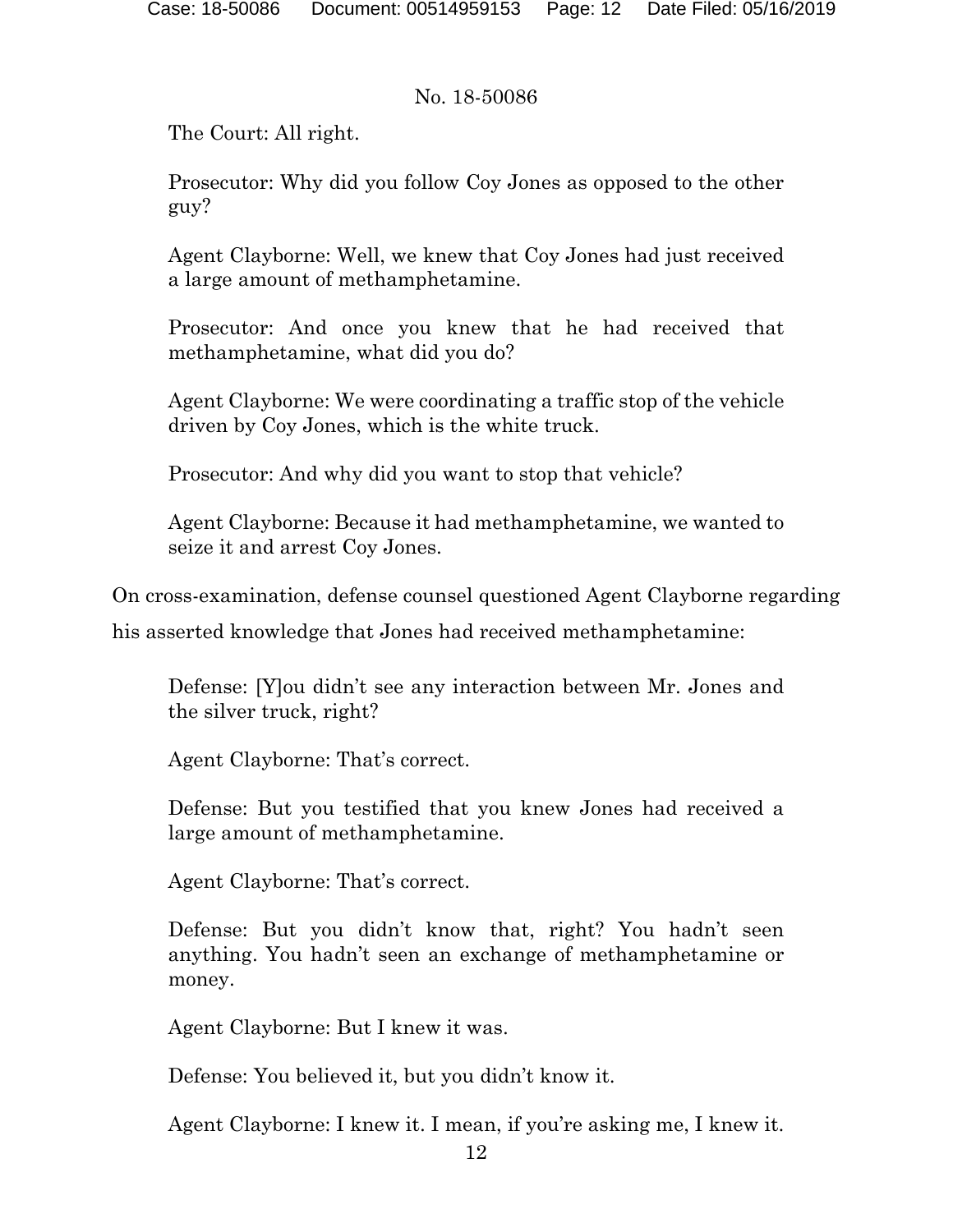> The Court: All right.
>
> Prosecutor: Why did you follow Coy Jones as opposed to the other guy?
>
> Agent Clayborne: Well, we knew that Coy Jones had just received a large amount of methamphetamine.
>
> Prosecutor: And once you knew that he had received that methamphetamine, what did you do?
>
> Agent Clayborne: We were coordinating a traffic stop of the vehicle driven by Coy Jones, which is the white truck.
>
> Prosecutor: And why did you want to stop that vehicle?
>
> Agent Clayborne: Because it had methamphetamine, we wanted to seize it and arrest Coy Jones.

On cross-examination, defense counsel questioned Agent Clayborne regarding his asserted knowledge that Jones had received methamphetamine:

> Defense: [Y]ou didn't see any interaction between Mr. Jones and the silver truck, right?
>
> Agent Clayborne: That's correct.
>
> Defense: But you testified that you knew Jones had received a large amount of methamphetamine.
>
> Agent Clayborne: That's correct.
>
> Defense: But you didn't know that, right? You hadn't seen anything. You hadn't seen an exchange of methamphetamine or money.
>
> Agent Clayborne: But I knew it was.
>
> Defense: You believed it, but you didn't know it.
>
> Agent Clayborne: I knew it. I mean, if you're asking me, I knew it.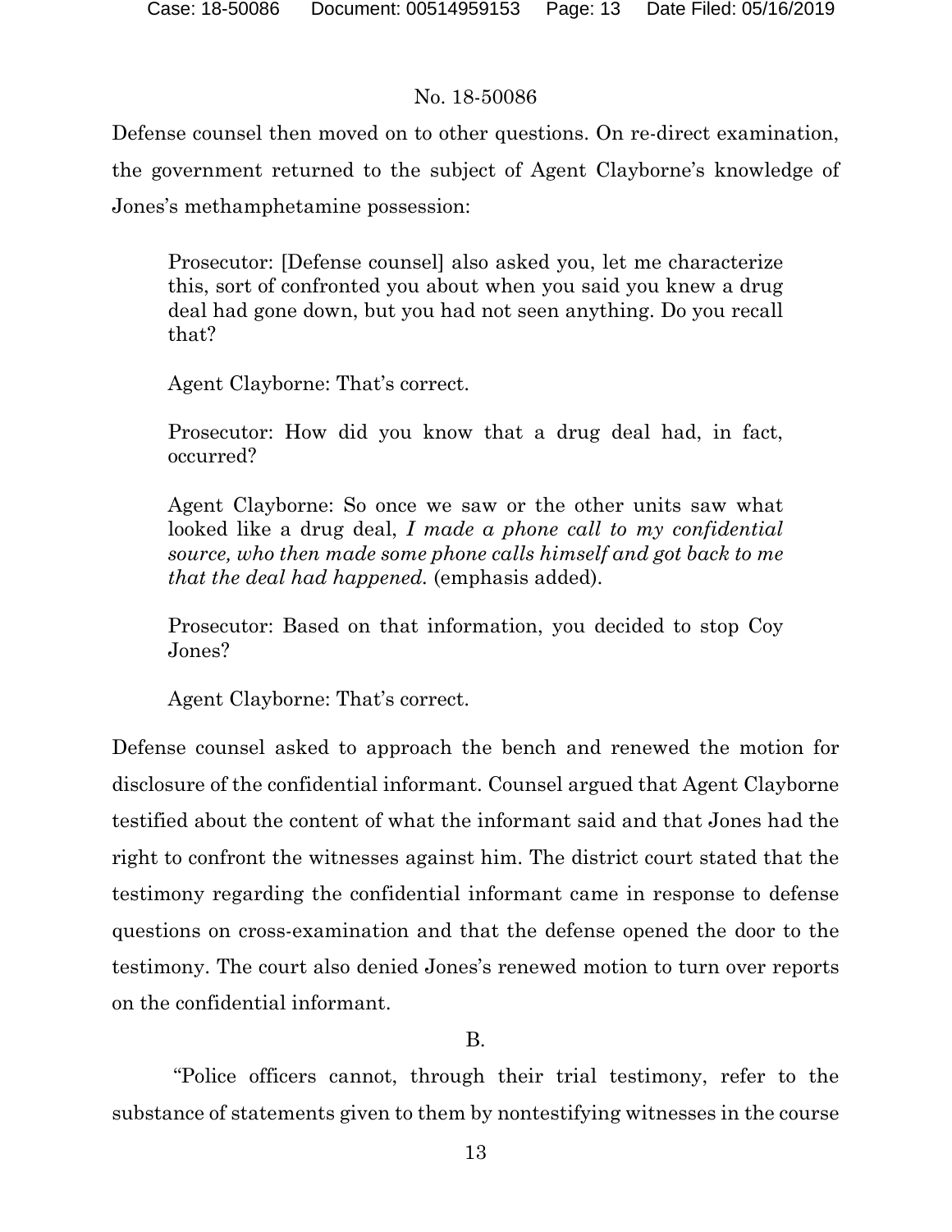Defense counsel then moved on to other questions. On re-direct examination, the government returned to the subject of Agent Clayborne's knowledge of Jones's methamphetamine possession:

> Prosecutor: [Defense counsel] also asked you, let me characterize this, sort of confronted you about when you said you knew a drug deal had gone down, but you had not seen anything. Do you recall that?
>
> Agent Clayborne: That's correct.
>
> Prosecutor: How did you know that a drug deal had, in fact, occurred?
>
> Agent Clayborne: So once we saw or the other units saw what looked like a drug deal, *I made a phone call to my confidential source, who then made some phone calls himself and got back to me that the deal had happened.* (emphasis added).
>
> Prosecutor: Based on that information, you decided to stop Coy Jones?
>
> Agent Clayborne: That's correct.

Defense counsel asked to approach the bench and renewed the motion for disclosure of the confidential informant. Counsel argued that Agent Clayborne testified about the content of what the informant said and that Jones had the right to confront the witnesses against him. The district court stated that the testimony regarding the confidential informant came in response to defense questions on cross-examination and that the defense opened the door to the testimony. The court also denied Jones's renewed motion to turn over reports on the confidential informant.

## B.

"Police officers cannot, through their trial testimony, refer to the substance of statements given to them by nontestifying witnesses in the course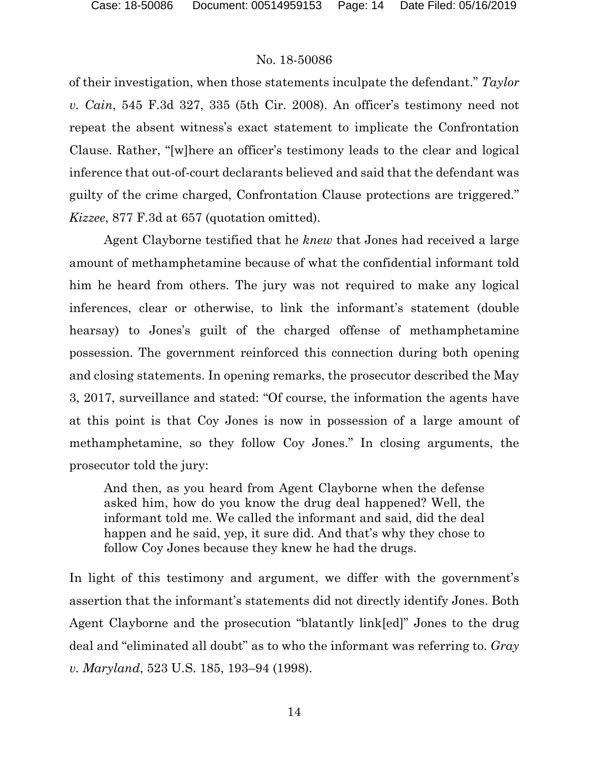of their investigation, when those statements inculpate the defendant." *Taylor v. Cain*, 545 F.3d 327, 335 (5th Cir. 2008). An officer's testimony need not repeat the absent witness's exact statement to implicate the Confrontation Clause. Rather, "[w]here an officer's testimony leads to the clear and logical inference that out-of-court declarants believed and said that the defendant was guilty of the crime charged, Confrontation Clause protections are triggered." *Kizzee*, 877 F.3d at 657 (quotation omitted).

Agent Clayborne testified that he *knew* that Jones had received a large amount of methamphetamine because of what the confidential informant told him he heard from others. The jury was not required to make any logical inferences, clear or otherwise, to link the informant's statement (double hearsay) to Jones's guilt of the charged offense of methamphetamine possession. The government reinforced this connection during both opening and closing statements. In opening remarks, the prosecutor described the May 3, 2017, surveillance and stated: "Of course, the information the agents have at this point is that Coy Jones is now in possession of a large amount of methamphetamine, so they follow Coy Jones." In closing arguments, the prosecutor told the jury:

> And then, as you heard from Agent Clayborne when the defense asked him, how do you know the drug deal happened? Well, the informant told me. We called the informant and said, did the deal happen and he said, yep, it sure did. And that's why they chose to follow Coy Jones because they knew he had the drugs.

In light of this testimony and argument, we differ with the government's assertion that the informant's statements did not directly identify Jones. Both Agent Clayborne and the prosecution "blatantly link[ed]" Jones to the drug deal and "eliminated all doubt" as to who the informant was referring to. *Gray v. Maryland*, 523 U.S. 185, 193–94 (1998).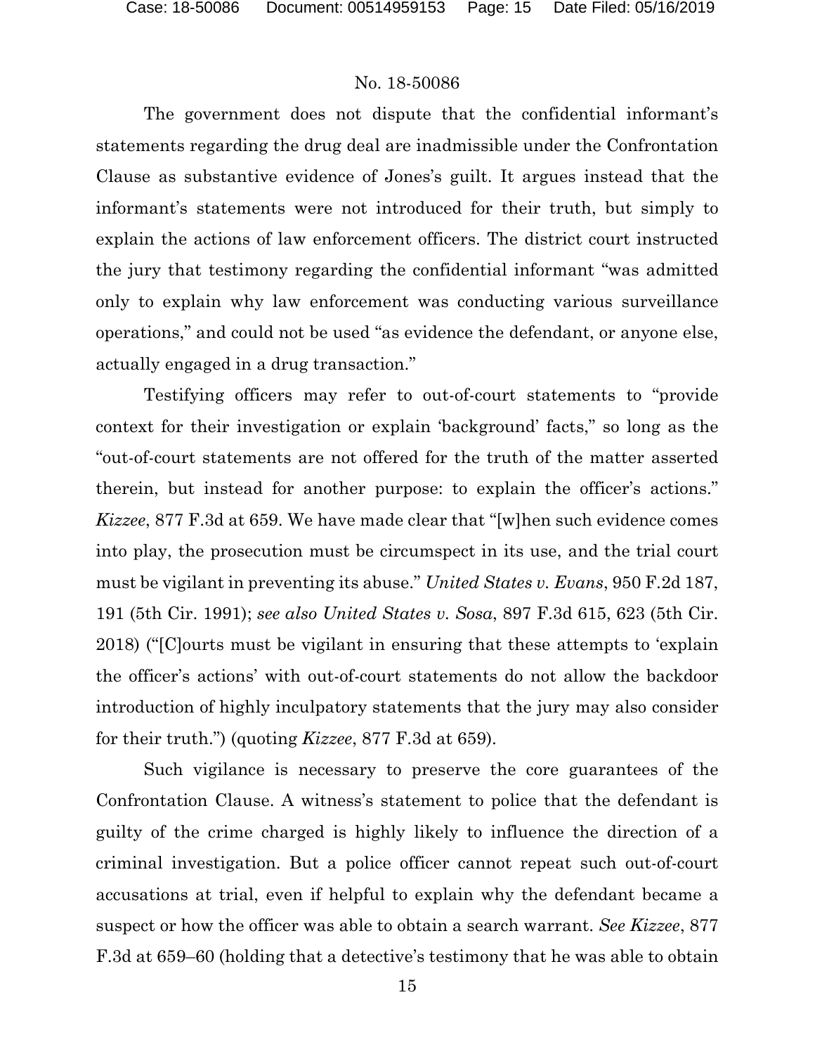The government does not dispute that the confidential informant's statements regarding the drug deal are inadmissible under the Confrontation Clause as substantive evidence of Jones's guilt. It argues instead that the informant's statements were not introduced for their truth, but simply to explain the actions of law enforcement officers. The district court instructed the jury that testimony regarding the confidential informant "was admitted only to explain why law enforcement was conducting various surveillance operations," and could not be used "as evidence the defendant, or anyone else, actually engaged in a drug transaction."

Testifying officers may refer to out-of-court statements to "provide context for their investigation or explain 'background' facts," so long as the "out-of-court statements are not offered for the truth of the matter asserted therein, but instead for another purpose: to explain the officer's actions." *Kizzee*, 877 F.3d at 659. We have made clear that "[w]hen such evidence comes into play, the prosecution must be circumspect in its use, and the trial court must be vigilant in preventing its abuse." *United States v. Evans*, 950 F.2d 187, 191 (5th Cir. 1991); *see also United States v. Sosa*, 897 F.3d 615, 623 (5th Cir. 2018) ("[C]ourts must be vigilant in ensuring that these attempts to 'explain the officer's actions' with out-of-court statements do not allow the backdoor introduction of highly inculpatory statements that the jury may also consider for their truth.") (quoting *Kizzee*, 877 F.3d at 659).

Such vigilance is necessary to preserve the core guarantees of the Confrontation Clause. A witness's statement to police that the defendant is guilty of the crime charged is highly likely to influence the direction of a criminal investigation. But a police officer cannot repeat such out-of-court accusations at trial, even if helpful to explain why the defendant became a suspect or how the officer was able to obtain a search warrant. *See Kizzee*, 877 F.3d at 659–60 (holding that a detective's testimony that he was able to obtain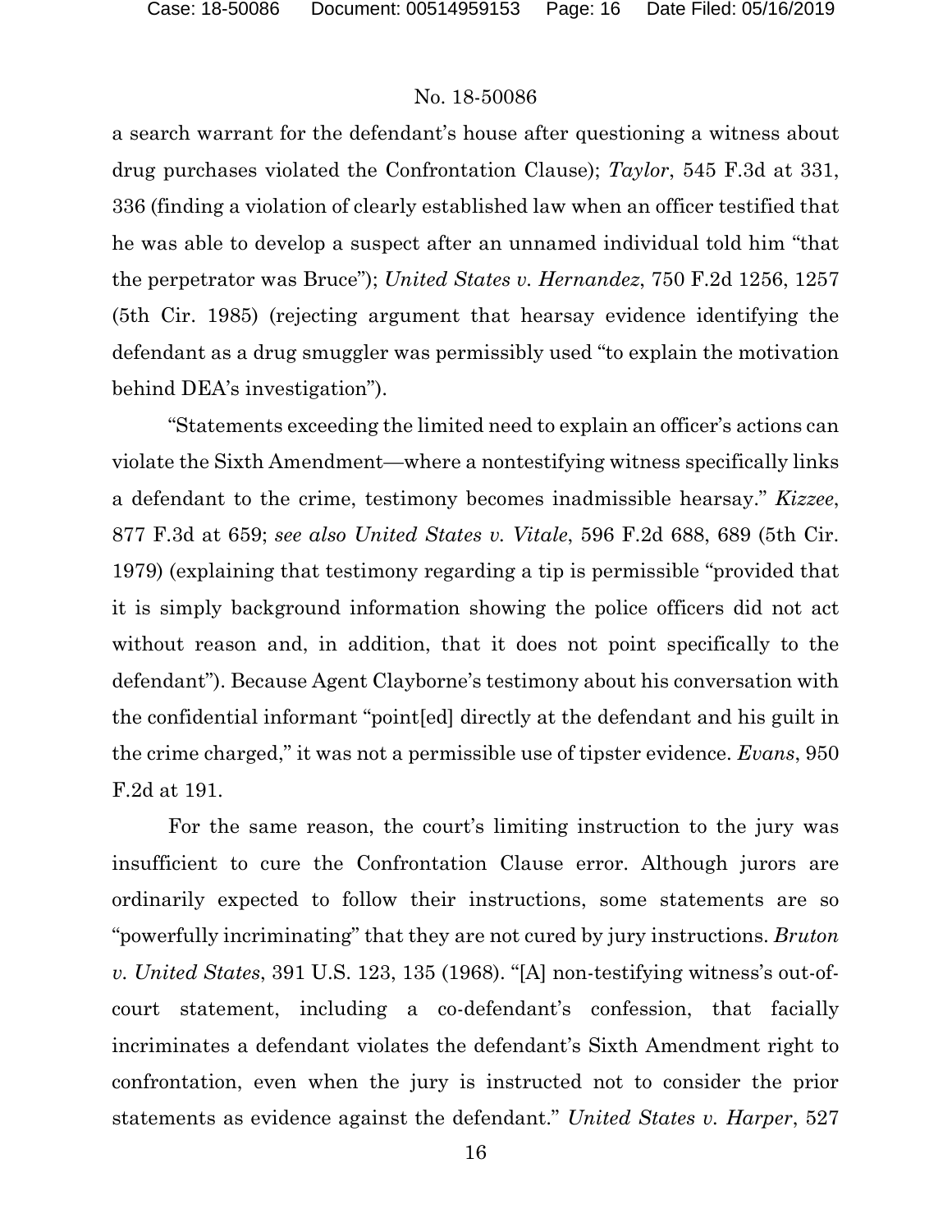a search warrant for the defendant's house after questioning a witness about drug purchases violated the Confrontation Clause); *Taylor*, 545 F.3d at 331, 336 (finding a violation of clearly established law when an officer testified that he was able to develop a suspect after an unnamed individual told him "that the perpetrator was Bruce"); *United States v. Hernandez*, 750 F.2d 1256, 1257 (5th Cir. 1985) (rejecting argument that hearsay evidence identifying the defendant as a drug smuggler was permissibly used "to explain the motivation behind DEA's investigation").

"Statements exceeding the limited need to explain an officer's actions can violate the Sixth Amendment—where a nontestifying witness specifically links a defendant to the crime, testimony becomes inadmissible hearsay." *Kizzee*, 877 F.3d at 659; *see also United States v. Vitale*, 596 F.2d 688, 689 (5th Cir. 1979) (explaining that testimony regarding a tip is permissible "provided that it is simply background information showing the police officers did not act without reason and, in addition, that it does not point specifically to the defendant"). Because Agent Clayborne's testimony about his conversation with the confidential informant "point[ed] directly at the defendant and his guilt in the crime charged," it was not a permissible use of tipster evidence. *Evans*, 950 F.2d at 191.

For the same reason, the court's limiting instruction to the jury was insufficient to cure the Confrontation Clause error. Although jurors are ordinarily expected to follow their instructions, some statements are so "powerfully incriminating" that they are not cured by jury instructions. *Bruton v. United States*, 391 U.S. 123, 135 (1968). "[A] non-testifying witness's out-of-court statement, including a co-defendant's confession, that facially incriminates a defendant violates the defendant's Sixth Amendment right to confrontation, even when the jury is instructed not to consider the prior statements as evidence against the defendant." *United States v. Harper*, 527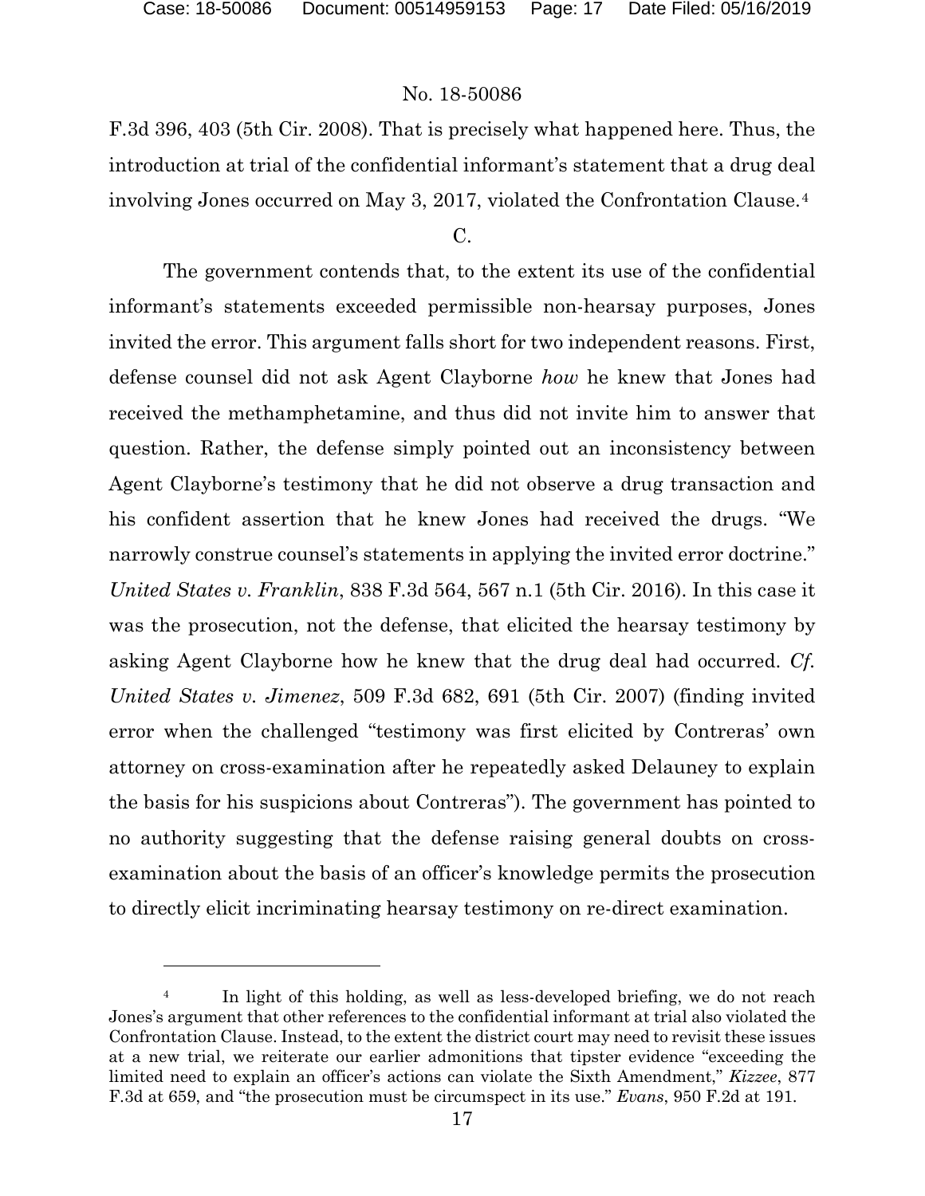F.3d 396, 403 (5th Cir. 2008). That is precisely what happened here. Thus, the introduction at trial of the confidential informant's statement that a drug deal involving Jones occurred on May 3, 2017, violated the Confrontation Clause.[4]

C.

The government contends that, to the extent its use of the confidential informant's statements exceeded permissible non-hearsay purposes, Jones invited the error. This argument falls short for two independent reasons. First, defense counsel did not ask Agent Clayborne *how* he knew that Jones had received the methamphetamine, and thus did not invite him to answer that question. Rather, the defense simply pointed out an inconsistency between Agent Clayborne's testimony that he did not observe a drug transaction and his confident assertion that he knew Jones had received the drugs. "We narrowly construe counsel's statements in applying the invited error doctrine." *United States v. Franklin*, 838 F.3d 564, 567 n.1 (5th Cir. 2016). In this case it was the prosecution, not the defense, that elicited the hearsay testimony by asking Agent Clayborne how he knew that the drug deal had occurred. *Cf. United States v. Jimenez*, 509 F.3d 682, 691 (5th Cir. 2007) (finding invited error when the challenged "testimony was first elicited by Contreras' own attorney on cross-examination after he repeatedly asked Delauney to explain the basis for his suspicions about Contreras"). The government has pointed to no authority suggesting that the defense raising general doubts on cross-examination about the basis of an officer's knowledge permits the prosecution to directly elicit incriminating hearsay testimony on re-direct examination.

---

[4] In light of this holding, as well as less-developed briefing, we do not reach Jones's argument that other references to the confidential informant at trial also violated the Confrontation Clause. Instead, to the extent the district court may need to revisit these issues at a new trial, we reiterate our earlier admonitions that tipster evidence "exceeding the limited need to explain an officer's actions can violate the Sixth Amendment," *Kizzee*, 877 F.3d at 659, and "the prosecution must be circumspect in its use." *Evans*, 950 F.2d at 191.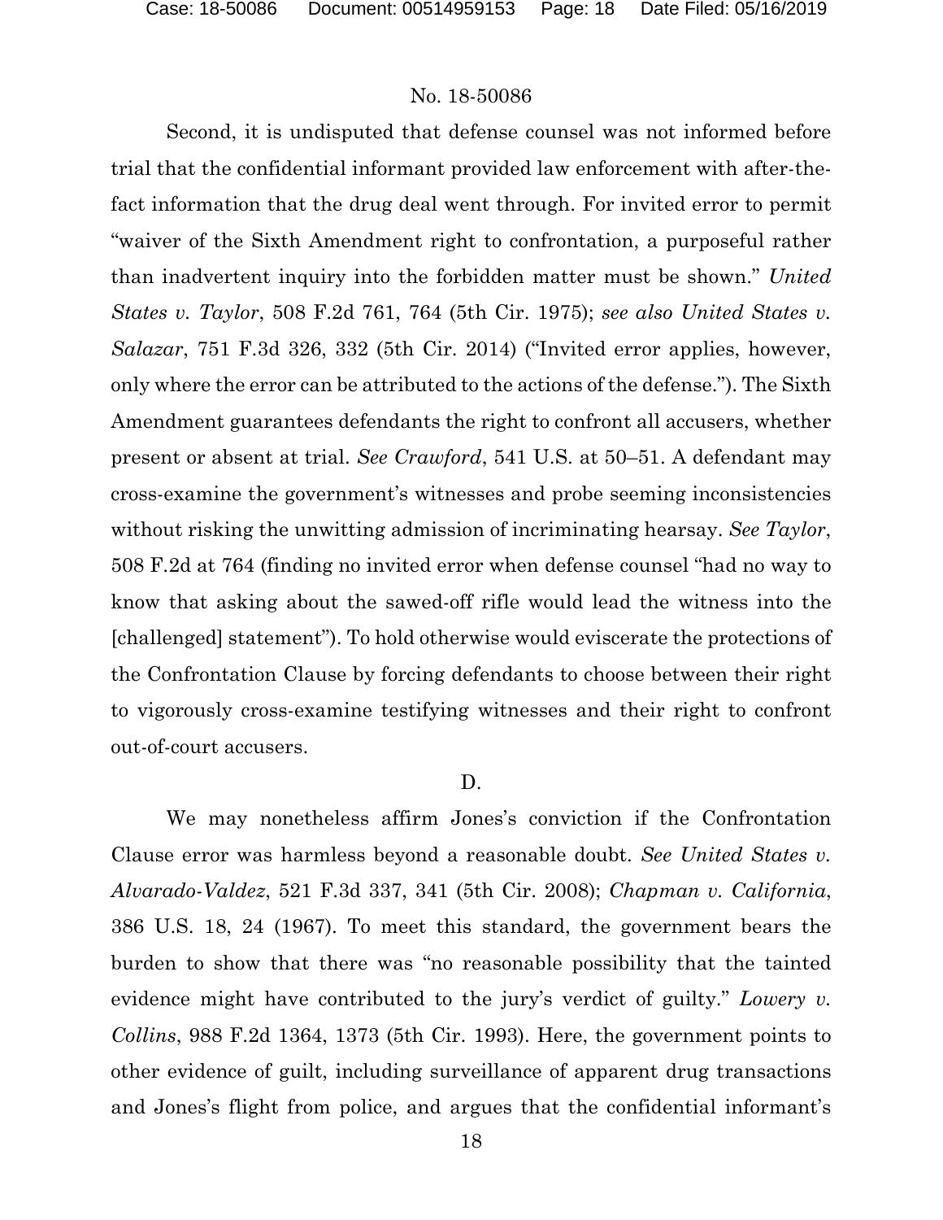Second, it is undisputed that defense counsel was not informed before trial that the confidential informant provided law enforcement with after-the-fact information that the drug deal went through. For invited error to permit "waiver of the Sixth Amendment right to confrontation, a purposeful rather than inadvertent inquiry into the forbidden matter must be shown." *United States v. Taylor*, 508 F.2d 761, 764 (5th Cir. 1975); *see also United States v. Salazar*, 751 F.3d 326, 332 (5th Cir. 2014) ("Invited error applies, however, only where the error can be attributed to the actions of the defense."). The Sixth Amendment guarantees defendants the right to confront all accusers, whether present or absent at trial. *See Crawford*, 541 U.S. at 50–51. A defendant may cross-examine the government's witnesses and probe seeming inconsistencies without risking the unwitting admission of incriminating hearsay. *See Taylor*, 508 F.2d at 764 (finding no invited error when defense counsel "had no way to know that asking about the sawed-off rifle would lead the witness into the [challenged] statement"). To hold otherwise would eviscerate the protections of the Confrontation Clause by forcing defendants to choose between their right to vigorously cross-examine testifying witnesses and their right to confront out-of-court accusers.

D.

We may nonetheless affirm Jones's conviction if the Confrontation Clause error was harmless beyond a reasonable doubt. *See United States v. Alvarado-Valdez*, 521 F.3d 337, 341 (5th Cir. 2008); *Chapman v. California*, 386 U.S. 18, 24 (1967). To meet this standard, the government bears the burden to show that there was "no reasonable possibility that the tainted evidence might have contributed to the jury's verdict of guilty." *Lowery v. Collins*, 988 F.2d 1364, 1373 (5th Cir. 1993). Here, the government points to other evidence of guilt, including surveillance of apparent drug transactions and Jones's flight from police, and argues that the confidential informant's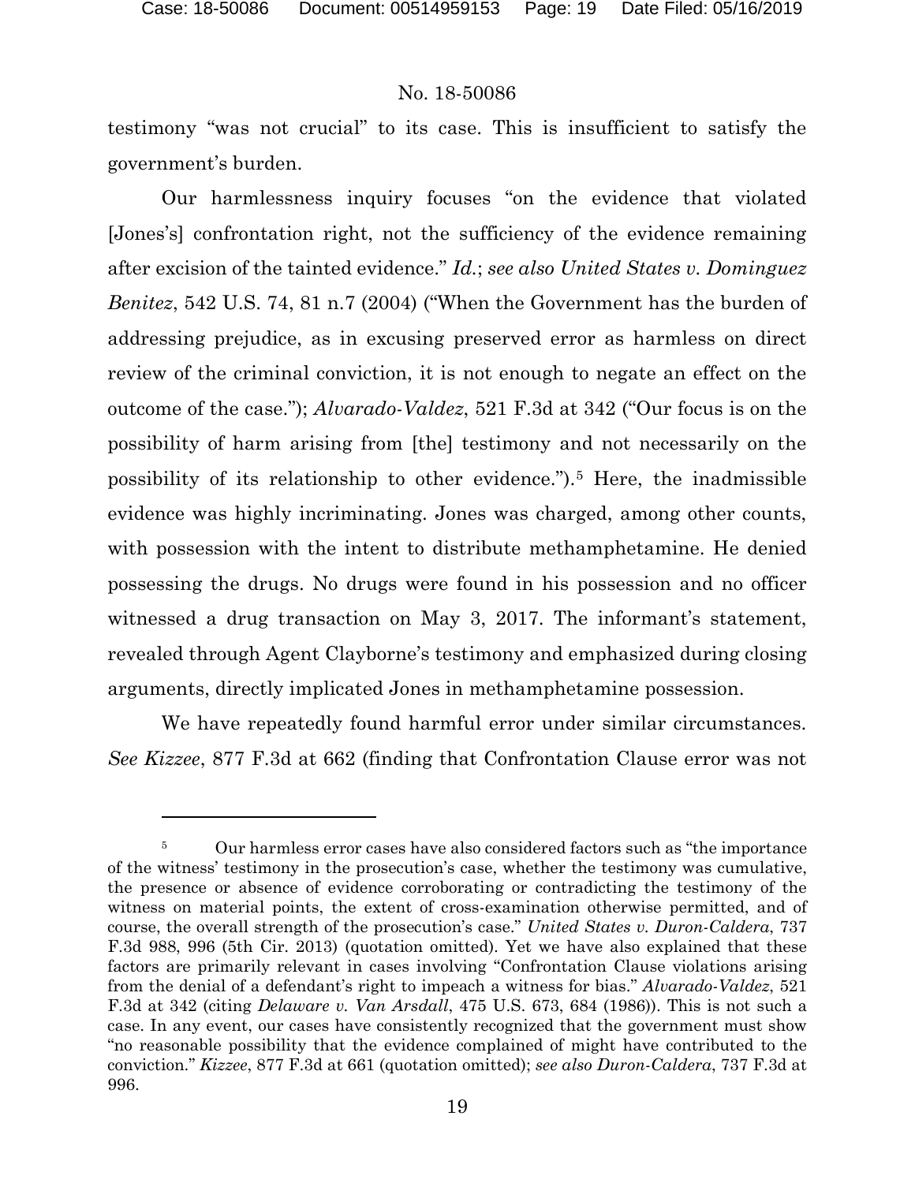testimony "was not crucial" to its case. This is insufficient to satisfy the government's burden.

Our harmlessness inquiry focuses "on the evidence that violated [Jones's] confrontation right, not the sufficiency of the evidence remaining after excision of the tainted evidence." *Id.*; *see also United States v. Dominguez Benitez*, 542 U.S. 74, 81 n.7 (2004) ("When the Government has the burden of addressing prejudice, as in excusing preserved error as harmless on direct review of the criminal conviction, it is not enough to negate an effect on the outcome of the case."); *Alvarado-Valdez*, 521 F.3d at 342 ("Our focus is on the possibility of harm arising from [the] testimony and not necessarily on the possibility of its relationship to other evidence.").[5] Here, the inadmissible evidence was highly incriminating. Jones was charged, among other counts, with possession with the intent to distribute methamphetamine. He denied possessing the drugs. No drugs were found in his possession and no officer witnessed a drug transaction on May 3, 2017. The informant's statement, revealed through Agent Clayborne's testimony and emphasized during closing arguments, directly implicated Jones in methamphetamine possession.

We have repeatedly found harmful error under similar circumstances. *See Kizzee*, 877 F.3d at 662 (finding that Confrontation Clause error was not

---

[5] Our harmless error cases have also considered factors such as "the importance of the witness' testimony in the prosecution's case, whether the testimony was cumulative, the presence or absence of evidence corroborating or contradicting the testimony of the witness on material points, the extent of cross-examination otherwise permitted, and of course, the overall strength of the prosecution's case." *United States v. Duron-Caldera*, 737 F.3d 988, 996 (5th Cir. 2013) (quotation omitted). Yet we have also explained that these factors are primarily relevant in cases involving "Confrontation Clause violations arising from the denial of a defendant's right to impeach a witness for bias." *Alvarado-Valdez*, 521 F.3d at 342 (citing *Delaware v. Van Arsdall*, 475 U.S. 673, 684 (1986)). This is not such a case. In any event, our cases have consistently recognized that the government must show "no reasonable possibility that the evidence complained of might have contributed to the conviction." *Kizzee*, 877 F.3d at 661 (quotation omitted); *see also Duron-Caldera*, 737 F.3d at 996.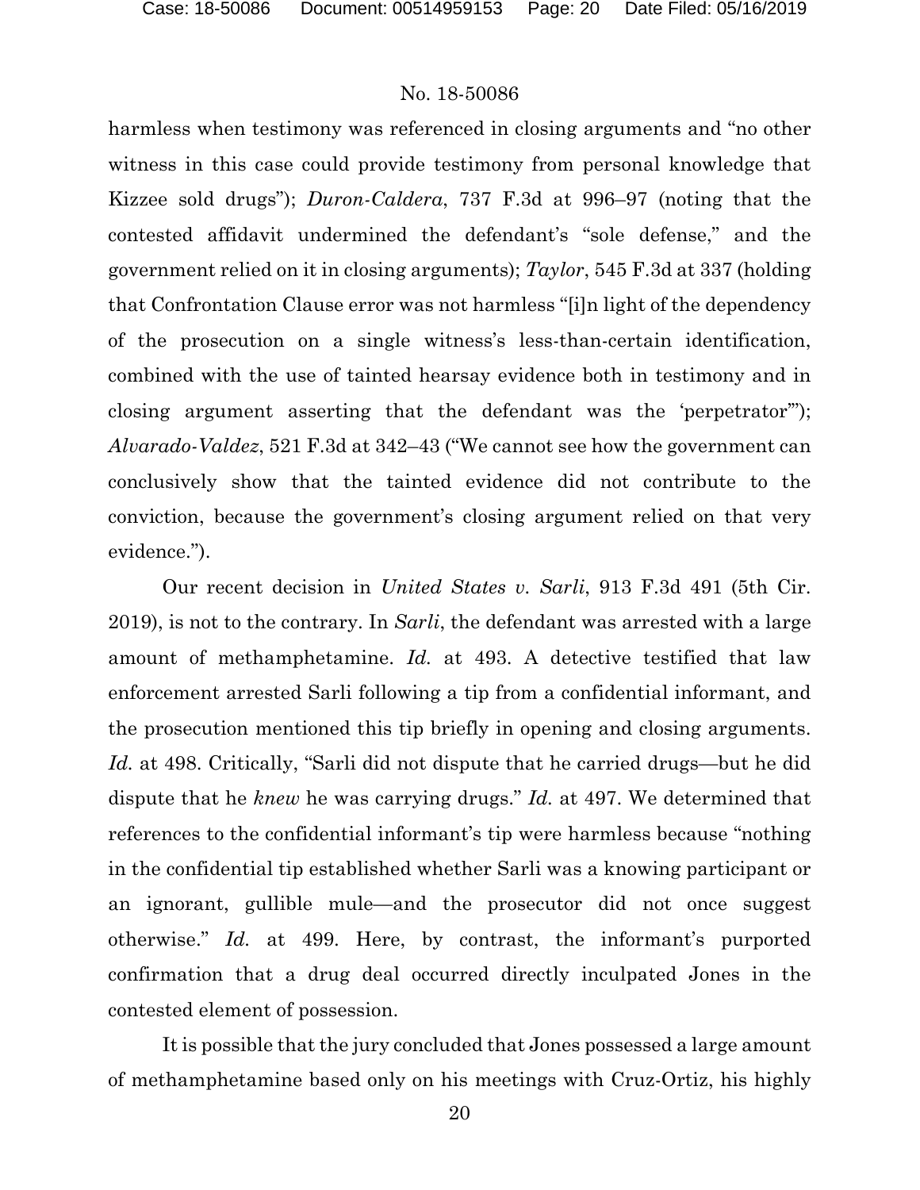harmless when testimony was referenced in closing arguments and "no other witness in this case could provide testimony from personal knowledge that Kizzee sold drugs"); *Duron-Caldera*, 737 F.3d at 996–97 (noting that the contested affidavit undermined the defendant's "sole defense," and the government relied on it in closing arguments); *Taylor*, 545 F.3d at 337 (holding that Confrontation Clause error was not harmless "[i]n light of the dependency of the prosecution on a single witness's less-than-certain identification, combined with the use of tainted hearsay evidence both in testimony and in closing argument asserting that the defendant was the 'perpetrator'"); *Alvarado-Valdez*, 521 F.3d at 342–43 ("We cannot see how the government can conclusively show that the tainted evidence did not contribute to the conviction, because the government's closing argument relied on that very evidence.").

Our recent decision in *United States v. Sarli*, 913 F.3d 491 (5th Cir. 2019), is not to the contrary. In *Sarli*, the defendant was arrested with a large amount of methamphetamine. *Id.* at 493. A detective testified that law enforcement arrested Sarli following a tip from a confidential informant, and the prosecution mentioned this tip briefly in opening and closing arguments. *Id.* at 498. Critically, "Sarli did not dispute that he carried drugs—but he did dispute that he *knew* he was carrying drugs." *Id.* at 497. We determined that references to the confidential informant's tip were harmless because "nothing in the confidential tip established whether Sarli was a knowing participant or an ignorant, gullible mule—and the prosecutor did not once suggest otherwise." *Id.* at 499. Here, by contrast, the informant's purported confirmation that a drug deal occurred directly inculpated Jones in the contested element of possession.

It is possible that the jury concluded that Jones possessed a large amount of methamphetamine based only on his meetings with Cruz-Ortiz, his highly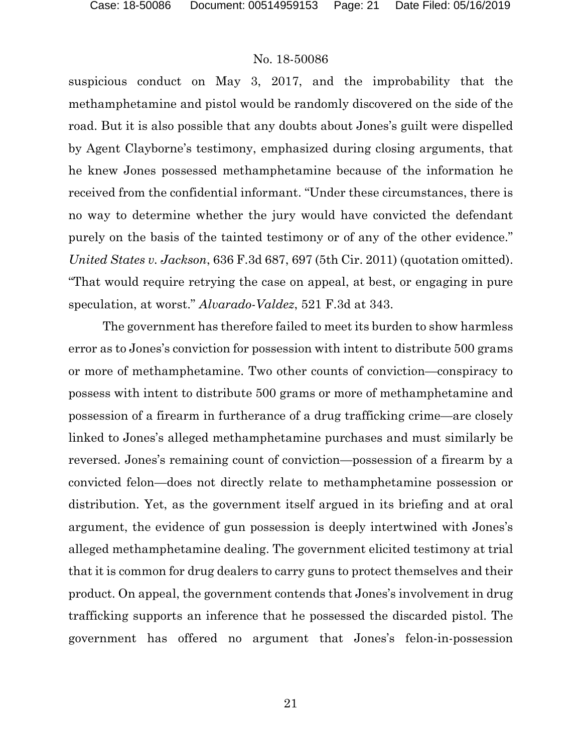suspicious conduct on May 3, 2017, and the improbability that the methamphetamine and pistol would be randomly discovered on the side of the road. But it is also possible that any doubts about Jones's guilt were dispelled by Agent Clayborne's testimony, emphasized during closing arguments, that he knew Jones possessed methamphetamine because of the information he received from the confidential informant. "Under these circumstances, there is no way to determine whether the jury would have convicted the defendant purely on the basis of the tainted testimony or of any of the other evidence." *United States v. Jackson*, 636 F.3d 687, 697 (5th Cir. 2011) (quotation omitted). "That would require retrying the case on appeal, at best, or engaging in pure speculation, at worst." *Alvarado-Valdez*, 521 F.3d at 343.

The government has therefore failed to meet its burden to show harmless error as to Jones's conviction for possession with intent to distribute 500 grams or more of methamphetamine. Two other counts of conviction—conspiracy to possess with intent to distribute 500 grams or more of methamphetamine and possession of a firearm in furtherance of a drug trafficking crime—are closely linked to Jones's alleged methamphetamine purchases and must similarly be reversed. Jones's remaining count of conviction—possession of a firearm by a convicted felon—does not directly relate to methamphetamine possession or distribution. Yet, as the government itself argued in its briefing and at oral argument, the evidence of gun possession is deeply intertwined with Jones's alleged methamphetamine dealing. The government elicited testimony at trial that it is common for drug dealers to carry guns to protect themselves and their product. On appeal, the government contends that Jones's involvement in drug trafficking supports an inference that he possessed the discarded pistol. The government has offered no argument that Jones's felon-in-possession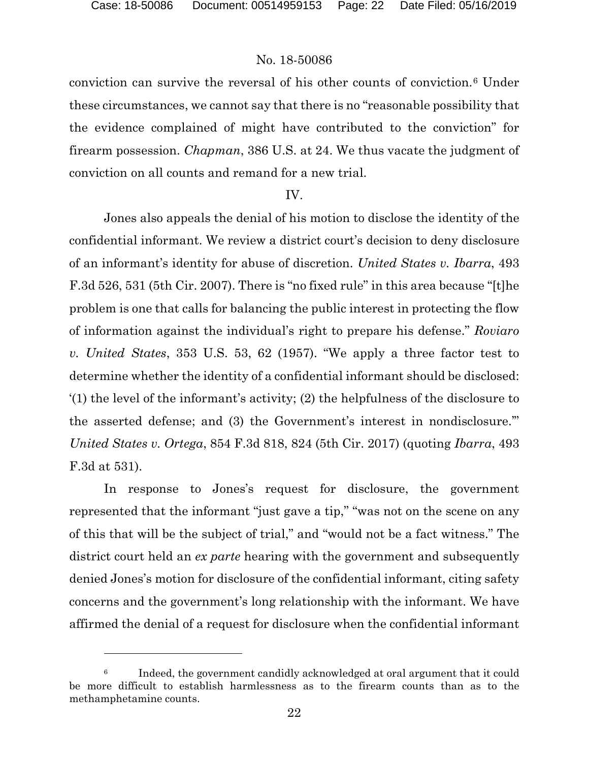conviction can survive the reversal of his other counts of conviction.[6] Under these circumstances, we cannot say that there is no "reasonable possibility that the evidence complained of might have contributed to the conviction" for firearm possession. *Chapman*, 386 U.S. at 24. We thus vacate the judgment of conviction on all counts and remand for a new trial.

IV.

Jones also appeals the denial of his motion to disclose the identity of the confidential informant. We review a district court's decision to deny disclosure of an informant's identity for abuse of discretion. *United States v. Ibarra*, 493 F.3d 526, 531 (5th Cir. 2007). There is "no fixed rule" in this area because "[t]he problem is one that calls for balancing the public interest in protecting the flow of information against the individual's right to prepare his defense." *Roviaro v. United States*, 353 U.S. 53, 62 (1957). "We apply a three factor test to determine whether the identity of a confidential informant should be disclosed: '(1) the level of the informant's activity; (2) the helpfulness of the disclosure to the asserted defense; and (3) the Government's interest in nondisclosure.'" *United States v. Ortega*, 854 F.3d 818, 824 (5th Cir. 2017) (quoting *Ibarra*, 493 F.3d at 531).

In response to Jones's request for disclosure, the government represented that the informant "just gave a tip," "was not on the scene on any of this that will be the subject of trial," and "would not be a fact witness." The district court held an *ex parte* hearing with the government and subsequently denied Jones's motion for disclosure of the confidential informant, citing safety concerns and the government's long relationship with the informant. We have affirmed the denial of a request for disclosure when the confidential informant

[6] Indeed, the government candidly acknowledged at oral argument that it could be more difficult to establish harmlessness as to the firearm counts than as to the methamphetamine counts.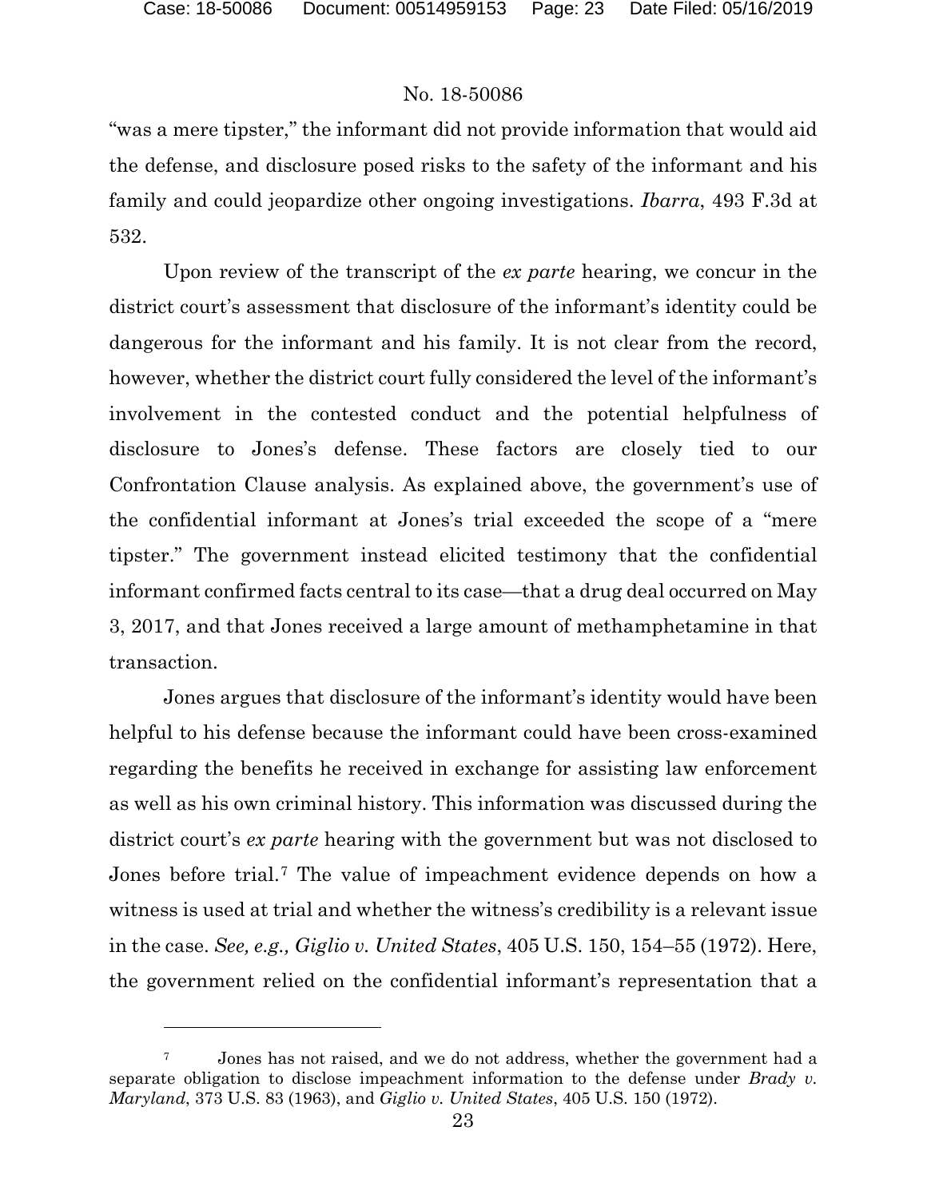"was a mere tipster," the informant did not provide information that would aid the defense, and disclosure posed risks to the safety of the informant and his family and could jeopardize other ongoing investigations. *Ibarra*, 493 F.3d at 532.

Upon review of the transcript of the *ex parte* hearing, we concur in the district court's assessment that disclosure of the informant's identity could be dangerous for the informant and his family. It is not clear from the record, however, whether the district court fully considered the level of the informant's involvement in the contested conduct and the potential helpfulness of disclosure to Jones's defense. These factors are closely tied to our Confrontation Clause analysis. As explained above, the government's use of the confidential informant at Jones's trial exceeded the scope of a "mere tipster." The government instead elicited testimony that the confidential informant confirmed facts central to its case—that a drug deal occurred on May 3, 2017, and that Jones received a large amount of methamphetamine in that transaction.

Jones argues that disclosure of the informant's identity would have been helpful to his defense because the informant could have been cross-examined regarding the benefits he received in exchange for assisting law enforcement as well as his own criminal history. This information was discussed during the district court's *ex parte* hearing with the government but was not disclosed to Jones before trial.[7] The value of impeachment evidence depends on how a witness is used at trial and whether the witness's credibility is a relevant issue in the case. *See, e.g., Giglio v. United States*, 405 U.S. 150, 154–55 (1972). Here, the government relied on the confidential informant's representation that a

---

[7] Jones has not raised, and we do not address, whether the government had a separate obligation to disclose impeachment information to the defense under *Brady v. Maryland*, 373 U.S. 83 (1963), and *Giglio v. United States*, 405 U.S. 150 (1972).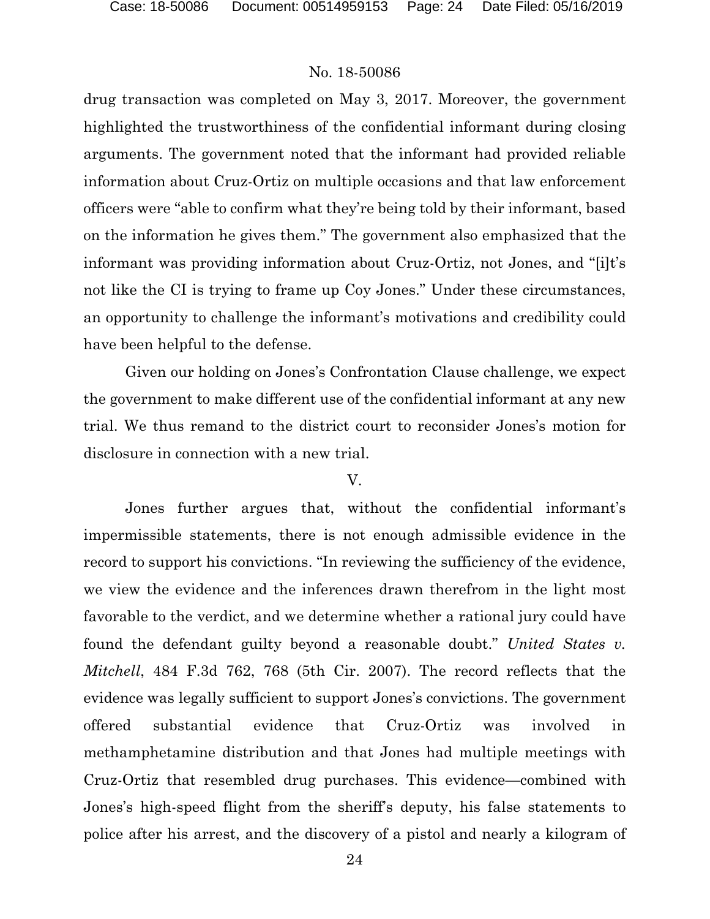drug transaction was completed on May 3, 2017. Moreover, the government highlighted the trustworthiness of the confidential informant during closing arguments. The government noted that the informant had provided reliable information about Cruz-Ortiz on multiple occasions and that law enforcement officers were "able to confirm what they're being told by their informant, based on the information he gives them." The government also emphasized that the informant was providing information about Cruz-Ortiz, not Jones, and "[i]t's not like the CI is trying to frame up Coy Jones." Under these circumstances, an opportunity to challenge the informant's motivations and credibility could have been helpful to the defense.

Given our holding on Jones's Confrontation Clause challenge, we expect the government to make different use of the confidential informant at any new trial. We thus remand to the district court to reconsider Jones's motion for disclosure in connection with a new trial.

## V.

Jones further argues that, without the confidential informant's impermissible statements, there is not enough admissible evidence in the record to support his convictions. "In reviewing the sufficiency of the evidence, we view the evidence and the inferences drawn therefrom in the light most favorable to the verdict, and we determine whether a rational jury could have found the defendant guilty beyond a reasonable doubt." *United States v. Mitchell*, 484 F.3d 762, 768 (5th Cir. 2007). The record reflects that the evidence was legally sufficient to support Jones's convictions. The government offered substantial evidence that Cruz-Ortiz was involved in methamphetamine distribution and that Jones had multiple meetings with Cruz-Ortiz that resembled drug purchases. This evidence—combined with Jones's high-speed flight from the sheriff's deputy, his false statements to police after his arrest, and the discovery of a pistol and nearly a kilogram of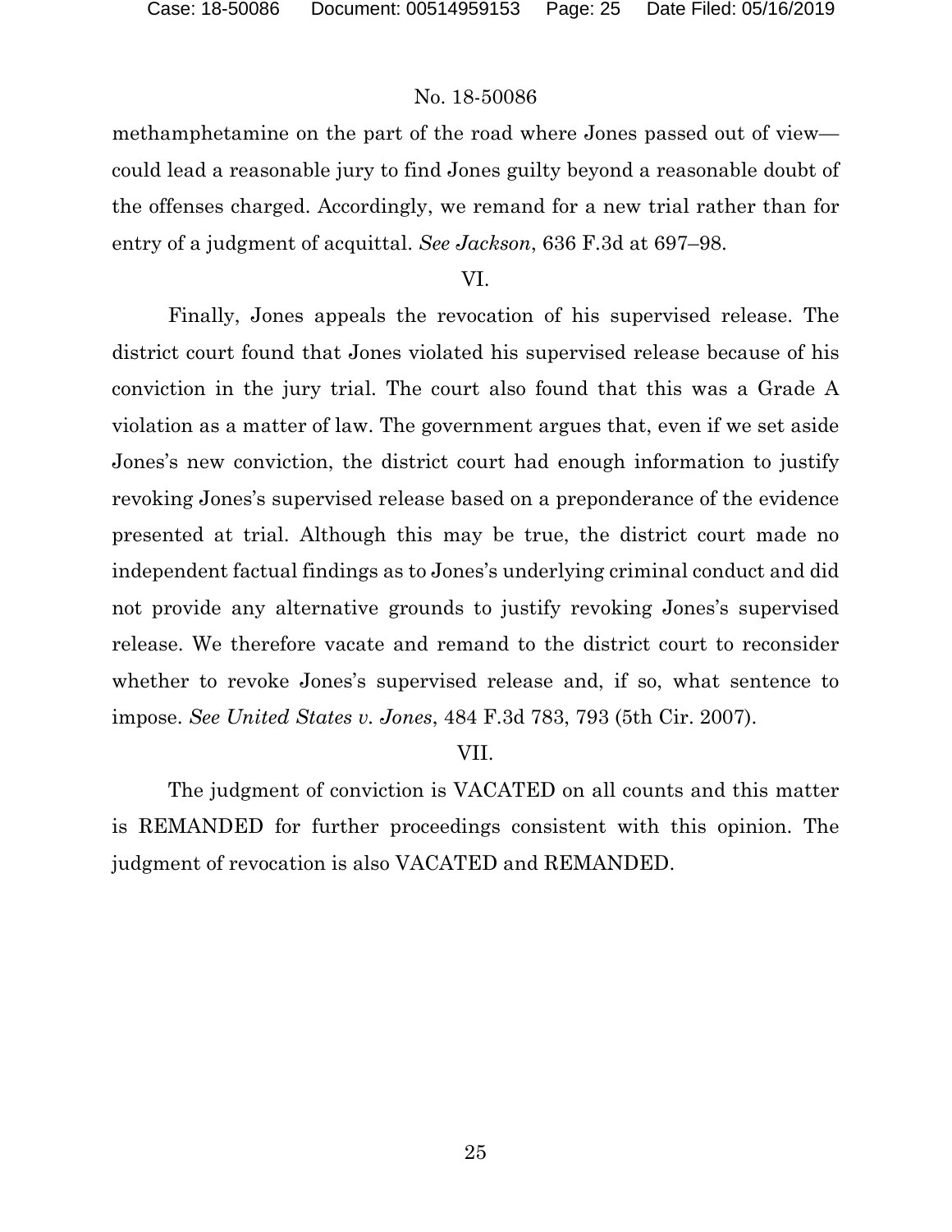methamphetamine on the part of the road where Jones passed out of view—could lead a reasonable jury to find Jones guilty beyond a reasonable doubt of the offenses charged. Accordingly, we remand for a new trial rather than for entry of a judgment of acquittal. *See Jackson*, 636 F.3d at 697–98.

## VI.

Finally, Jones appeals the revocation of his supervised release. The district court found that Jones violated his supervised release because of his conviction in the jury trial. The court also found that this was a Grade A violation as a matter of law. The government argues that, even if we set aside Jones's new conviction, the district court had enough information to justify revoking Jones's supervised release based on a preponderance of the evidence presented at trial. Although this may be true, the district court made no independent factual findings as to Jones's underlying criminal conduct and did not provide any alternative grounds to justify revoking Jones's supervised release. We therefore vacate and remand to the district court to reconsider whether to revoke Jones's supervised release and, if so, what sentence to impose. *See United States v. Jones*, 484 F.3d 783, 793 (5th Cir. 2007).

## VII.

The judgment of conviction is VACATED on all counts and this matter is REMANDED for further proceedings consistent with this opinion. The judgment of revocation is also VACATED and REMANDED.